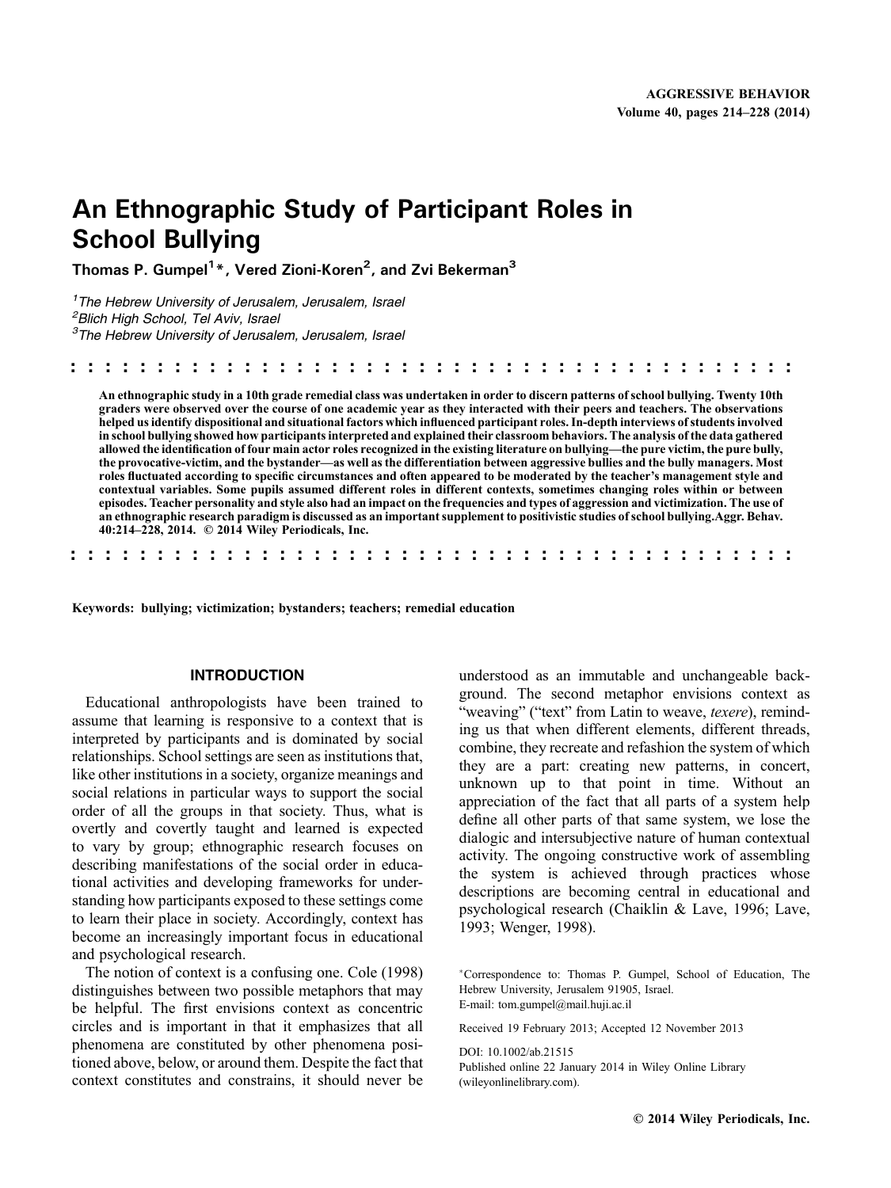# An Ethnographic Study of Participant Roles in School Bullying

**Thomas P. Gumpel[1]*, Vered Zioni-Koren[2], and Zvi Bekerman[3]**

[1]*The Hebrew University of Jerusalem, Jerusalem, Israel*
[2]*Blich High School, Tel Aviv, Israel*
[3]*The Hebrew University of Jerusalem, Jerusalem, Israel*

**An ethnographic study in a 10th grade remedial class was undertaken in order to discern patterns of school bullying. Twenty 10th graders were observed over the course of one academic year as they interacted with their peers and teachers. The observations helped us identify dispositional and situational factors which influenced participant roles. In-depth interviews of students involved in school bullying showed how participants interpreted and explained their classroom behaviors. The analysis of the data gathered allowed the identification of four main actor roles recognized in the existing literature on bullying—the pure victim, the pure bully, the provocative-victim, and the bystander—as well as the differentiation between aggressive bullies and the bully managers. Most roles fluctuated according to specific circumstances and often appeared to be moderated by the teacher's management style and contextual variables. Some pupils assumed different roles in different contexts, sometimes changing roles within or between episodes. Teacher personality and style also had an impact on the frequencies and types of aggression and victimization. The use of an ethnographic research paradigm is discussed as an important supplement to positivistic studies of school bullying.Aggr. Behav. 40:214–228, 2014. © 2014 Wiley Periodicals, Inc.**

**Keywords:** **bullying; victimization; bystanders; teachers; remedial education**

## INTRODUCTION

Educational anthropologists have been trained to assume that learning is responsive to a context that is interpreted by participants and is dominated by social relationships. School settings are seen as institutions that, like other institutions in a society, organize meanings and social relations in particular ways to support the social order of all the groups in that society. Thus, what is overtly and covertly taught and learned is expected to vary by group; ethnographic research focuses on describing manifestations of the social order in educational activities and developing frameworks for understanding how participants exposed to these settings come to learn their place in society. Accordingly, context has become an increasingly important focus in educational and psychological research.

The notion of context is a confusing one. Cole (1998) distinguishes between two possible metaphors that may be helpful. The first envisions context as concentric circles and is important in that it emphasizes that all phenomena are constituted by other phenomena positioned above, below, or around them. Despite the fact that context constitutes and constrains, it should never be understood as an immutable and unchangeable background. The second metaphor envisions context as "weaving" ("text" from Latin to weave, *texere*), reminding us that when different elements, different threads, combine, they recreate and refashion the system of which they are a part: creating new patterns, in concert, unknown up to that point in time. Without an appreciation of the fact that all parts of a system help define all other parts of that same system, we lose the dialogic and intersubjective nature of human contextual activity. The ongoing constructive work of assembling the system is achieved through practices whose descriptions are becoming central in educational and psychological research (Chaiklin & Lave, 1996; Lave, 1993; Wenger, 1998).

*Correspondence to: Thomas P. Gumpel, School of Education, The Hebrew University, Jerusalem 91905, Israel.
E-mail: tom.gumpel@mail.huji.ac.il

Received 19 February 2013; Accepted 12 November 2013

DOI: 10.1002/ab.21515
Published online 22 January 2014 in Wiley Online Library (wileyonlinelibrary.com).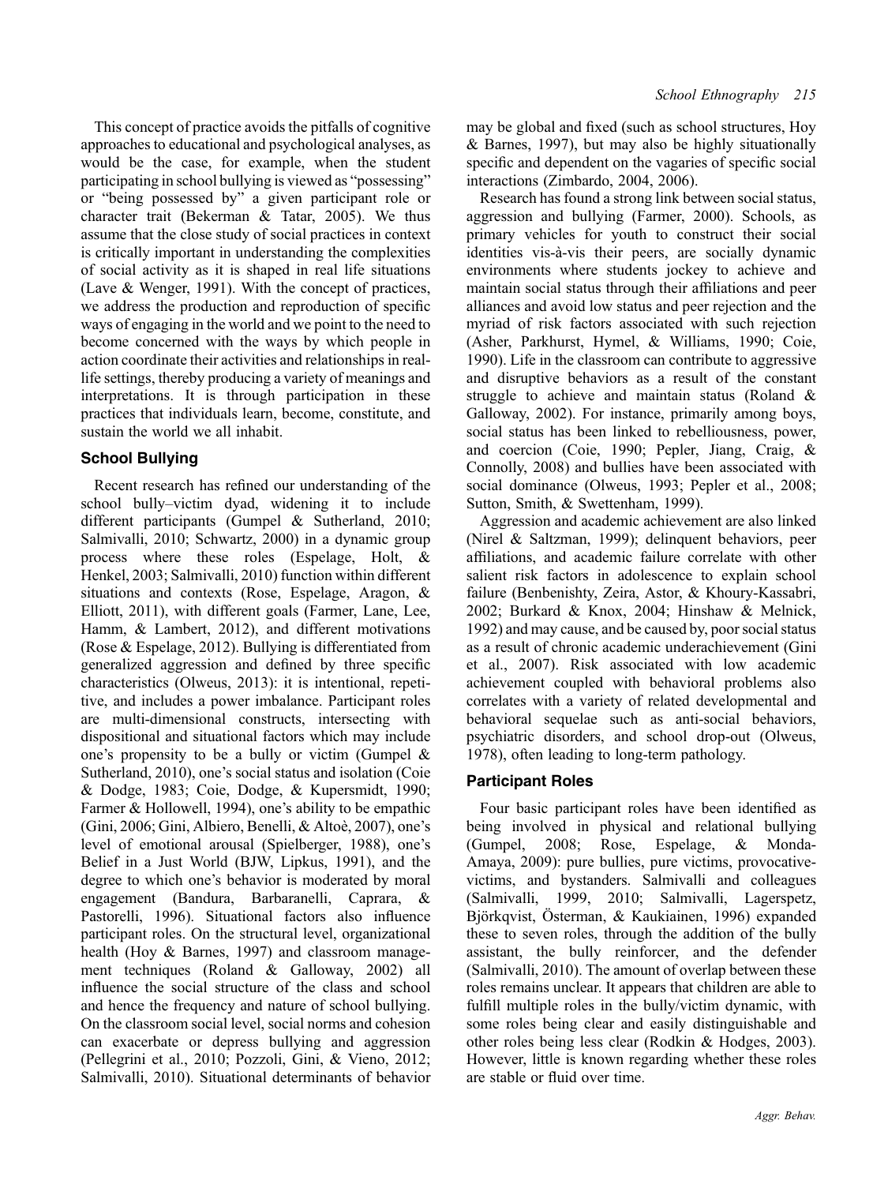This concept of practice avoids the pitfalls of cognitive approaches to educational and psychological analyses, as would be the case, for example, when the student participating in school bullying is viewed as "possessing" or "being possessed by" a given participant role or character trait (Bekerman & Tatar, 2005). We thus assume that the close study of social practices in context is critically important in understanding the complexities of social activity as it is shaped in real life situations (Lave & Wenger, 1991). With the concept of practices, we address the production and reproduction of specific ways of engaging in the world and we point to the need to become concerned with the ways by which people in action coordinate their activities and relationships in real-life settings, thereby producing a variety of meanings and interpretations. It is through participation in these practices that individuals learn, become, constitute, and sustain the world we all inhabit.

## School Bullying

Recent research has refined our understanding of the school bully–victim dyad, widening it to include different participants (Gumpel & Sutherland, 2010; Salmivalli, 2010; Schwartz, 2000) in a dynamic group process where these roles (Espelage, Holt, & Henkel, 2003; Salmivalli, 2010) function within different situations and contexts (Rose, Espelage, Aragon, & Elliott, 2011), with different goals (Farmer, Lane, Lee, Hamm, & Lambert, 2012), and different motivations (Rose & Espelage, 2012). Bullying is differentiated from generalized aggression and defined by three specific characteristics (Olweus, 2013): it is intentional, repetitive, and includes a power imbalance. Participant roles are multi-dimensional constructs, intersecting with dispositional and situational factors which may include one's propensity to be a bully or victim (Gumpel & Sutherland, 2010), one's social status and isolation (Coie & Dodge, 1983; Coie, Dodge, & Kupersmidt, 1990; Farmer & Hollowell, 1994), one's ability to be empathic (Gini, 2006; Gini, Albiero, Benelli, & Altoè, 2007), one's level of emotional arousal (Spielberger, 1988), one's Belief in a Just World (BJW, Lipkus, 1991), and the degree to which one's behavior is moderated by moral engagement (Bandura, Barbaranelli, Caprara, & Pastorelli, 1996). Situational factors also influence participant roles. On the structural level, organizational health (Hoy & Barnes, 1997) and classroom management techniques (Roland & Galloway, 2002) all influence the social structure of the class and school and hence the frequency and nature of school bullying. On the classroom social level, social norms and cohesion can exacerbate or depress bullying and aggression (Pellegrini et al., 2010; Pozzoli, Gini, & Vieno, 2012; Salmivalli, 2010). Situational determinants of behavior may be global and fixed (such as school structures, Hoy & Barnes, 1997), but may also be highly situationally specific and dependent on the vagaries of specific social interactions (Zimbardo, 2004, 2006).

Research has found a strong link between social status, aggression and bullying (Farmer, 2000). Schools, as primary vehicles for youth to construct their social identities vis-à-vis their peers, are socially dynamic environments where students jockey to achieve and maintain social status through their affiliations and peer alliances and avoid low status and peer rejection and the myriad of risk factors associated with such rejection (Asher, Parkhurst, Hymel, & Williams, 1990; Coie, 1990). Life in the classroom can contribute to aggressive and disruptive behaviors as a result of the constant struggle to achieve and maintain status (Roland & Galloway, 2002). For instance, primarily among boys, social status has been linked to rebelliousness, power, and coercion (Coie, 1990; Pepler, Jiang, Craig, & Connolly, 2008) and bullies have been associated with social dominance (Olweus, 1993; Pepler et al., 2008; Sutton, Smith, & Swettenham, 1999).

Aggression and academic achievement are also linked (Nirel & Saltzman, 1999); delinquent behaviors, peer affiliations, and academic failure correlate with other salient risk factors in adolescence to explain school failure (Benbenishty, Zeira, Astor, & Khoury-Kassabri, 2002; Burkard & Knox, 2004; Hinshaw & Melnick, 1992) and may cause, and be caused by, poor social status as a result of chronic academic underachievement (Gini et al., 2007). Risk associated with low academic achievement coupled with behavioral problems also correlates with a variety of related developmental and behavioral sequelae such as anti-social behaviors, psychiatric disorders, and school drop-out (Olweus, 1978), often leading to long-term pathology.

## Participant Roles

Four basic participant roles have been identified as being involved in physical and relational bullying (Gumpel, 2008; Rose, Espelage, & Monda-Amaya, 2009): pure bullies, pure victims, provocative-victims, and bystanders. Salmivalli and colleagues (Salmivalli, 1999, 2010; Salmivalli, Lagerspetz, Björkqvist, Österman, & Kaukiainen, 1996) expanded these to seven roles, through the addition of the bully assistant, the bully reinforcer, and the defender (Salmivalli, 2010). The amount of overlap between these roles remains unclear. It appears that children are able to fulfill multiple roles in the bully/victim dynamic, with some roles being clear and easily distinguishable and other roles being less clear (Rodkin & Hodges, 2003). However, little is known regarding whether these roles are stable or fluid over time.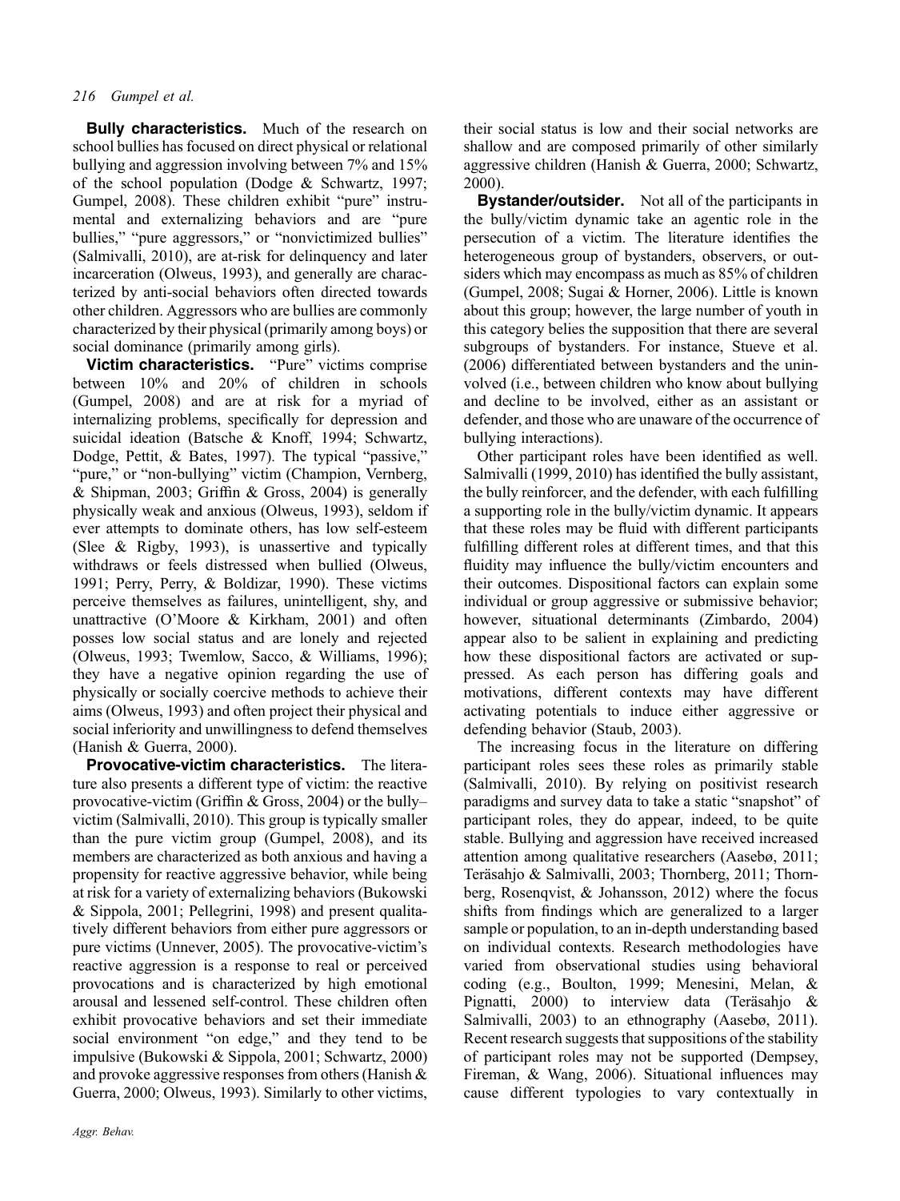**Bully characteristics.** Much of the research on school bullies has focused on direct physical or relational bullying and aggression involving between 7% and 15% of the school population (Dodge & Schwartz, 1997; Gumpel, 2008). These children exhibit "pure" instrumental and externalizing behaviors and are "pure bullies," "pure aggressors," or "nonvictimized bullies" (Salmivalli, 2010), are at-risk for delinquency and later incarceration (Olweus, 1993), and generally are characterized by anti-social behaviors often directed towards other children. Aggressors who are bullies are commonly characterized by their physical (primarily among boys) or social dominance (primarily among girls).

**Victim characteristics.** "Pure" victims comprise between 10% and 20% of children in schools (Gumpel, 2008) and are at risk for a myriad of internalizing problems, specifically for depression and suicidal ideation (Batsche & Knoff, 1994; Schwartz, Dodge, Pettit, & Bates, 1997). The typical "passive," "pure," or "non-bullying" victim (Champion, Vernberg, & Shipman, 2003; Griffin & Gross, 2004) is generally physically weak and anxious (Olweus, 1993), seldom if ever attempts to dominate others, has low self-esteem (Slee & Rigby, 1993), is unassertive and typically withdraws or feels distressed when bullied (Olweus, 1991; Perry, Perry, & Boldizar, 1990). These victims perceive themselves as failures, unintelligent, shy, and unattractive (O'Moore & Kirkham, 2001) and often posses low social status and are lonely and rejected (Olweus, 1993; Twemlow, Sacco, & Williams, 1996); they have a negative opinion regarding the use of physically or socially coercive methods to achieve their aims (Olweus, 1993) and often project their physical and social inferiority and unwillingness to defend themselves (Hanish & Guerra, 2000).

**Provocative-victim characteristics.** The literature also presents a different type of victim: the reactive provocative-victim (Griffin & Gross, 2004) or the bully–victim (Salmivalli, 2010). This group is typically smaller than the pure victim group (Gumpel, 2008), and its members are characterized as both anxious and having a propensity for reactive aggressive behavior, while being at risk for a variety of externalizing behaviors (Bukowski & Sippola, 2001; Pellegrini, 1998) and present qualitatively different behaviors from either pure aggressors or pure victims (Unnever, 2005). The provocative-victim's reactive aggression is a response to real or perceived provocations and is characterized by high emotional arousal and lessened self-control. These children often exhibit provocative behaviors and set their immediate social environment "on edge," and they tend to be impulsive (Bukowski & Sippola, 2001; Schwartz, 2000) and provoke aggressive responses from others (Hanish & Guerra, 2000; Olweus, 1993). Similarly to other victims, their social status is low and their social networks are shallow and are composed primarily of other similarly aggressive children (Hanish & Guerra, 2000; Schwartz, 2000).

**Bystander/outsider.** Not all of the participants in the bully/victim dynamic take an agentic role in the persecution of a victim. The literature identifies the heterogeneous group of bystanders, observers, or outsiders which may encompass as much as 85% of children (Gumpel, 2008; Sugai & Horner, 2006). Little is known about this group; however, the large number of youth in this category belies the supposition that there are several subgroups of bystanders. For instance, Stueve et al. (2006) differentiated between bystanders and the uninvolved (i.e., between children who know about bullying and decline to be involved, either as an assistant or defender, and those who are unaware of the occurrence of bullying interactions).

Other participant roles have been identified as well. Salmivalli (1999, 2010) has identified the bully assistant, the bully reinforcer, and the defender, with each fulfilling a supporting role in the bully/victim dynamic. It appears that these roles may be fluid with different participants fulfilling different roles at different times, and that this fluidity may influence the bully/victim encounters and their outcomes. Dispositional factors can explain some individual or group aggressive or submissive behavior; however, situational determinants (Zimbardo, 2004) appear also to be salient in explaining and predicting how these dispositional factors are activated or suppressed. As each person has differing goals and motivations, different contexts may have different activating potentials to induce either aggressive or defending behavior (Staub, 2003).

The increasing focus in the literature on differing participant roles sees these roles as primarily stable (Salmivalli, 2010). By relying on positivist research paradigms and survey data to take a static "snapshot" of participant roles, they do appear, indeed, to be quite stable. Bullying and aggression have received increased attention among qualitative researchers (Aasebø, 2011; Teräsahjo & Salmivalli, 2003; Thornberg, 2011; Thornberg, Rosenqvist, & Johansson, 2012) where the focus shifts from findings which are generalized to a larger sample or population, to an in-depth understanding based on individual contexts. Research methodologies have varied from observational studies using behavioral coding (e.g., Boulton, 1999; Menesini, Melan, & Pignatti, 2000) to interview data (Teräsahjo & Salmivalli, 2003) to an ethnography (Aasebø, 2011). Recent research suggests that suppositions of the stability of participant roles may not be supported (Dempsey, Fireman, & Wang, 2006). Situational influences may cause different typologies to vary contextually in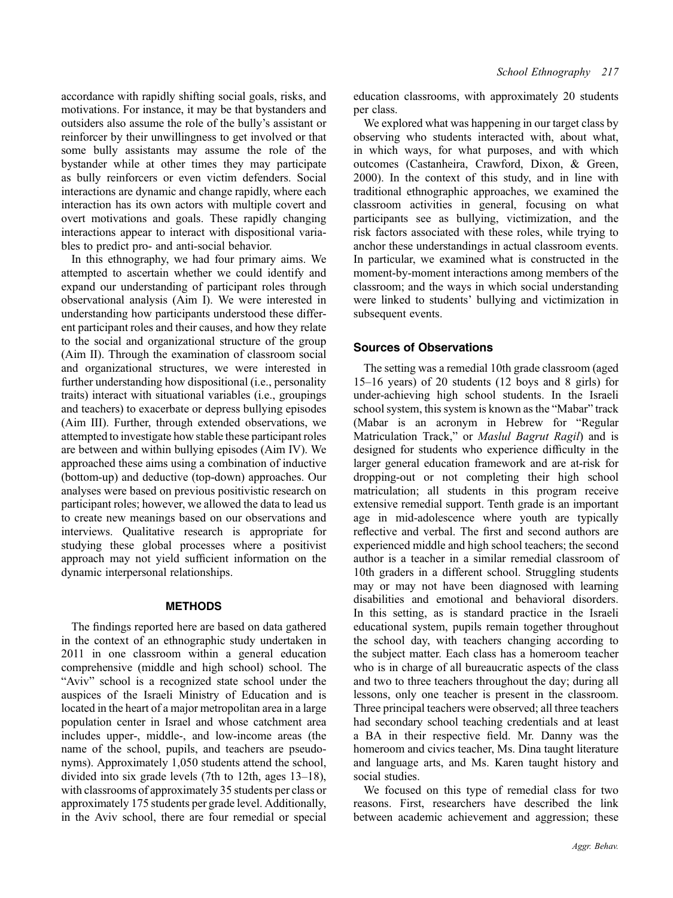accordance with rapidly shifting social goals, risks, and motivations. For instance, it may be that bystanders and outsiders also assume the role of the bully's assistant or reinforcer by their unwillingness to get involved or that some bully assistants may assume the role of the bystander while at other times they may participate as bully reinforcers or even victim defenders. Social interactions are dynamic and change rapidly, where each interaction has its own actors with multiple covert and overt motivations and goals. These rapidly changing interactions appear to interact with dispositional variables to predict pro- and anti-social behavior.

In this ethnography, we had four primary aims. We attempted to ascertain whether we could identify and expand our understanding of participant roles through observational analysis (Aim I). We were interested in understanding how participants understood these different participant roles and their causes, and how they relate to the social and organizational structure of the group (Aim II). Through the examination of classroom social and organizational structures, we were interested in further understanding how dispositional (i.e., personality traits) interact with situational variables (i.e., groupings and teachers) to exacerbate or depress bullying episodes (Aim III). Further, through extended observations, we attempted to investigate how stable these participant roles are between and within bullying episodes (Aim IV). We approached these aims using a combination of inductive (bottom-up) and deductive (top-down) approaches. Our analyses were based on previous positivistic research on participant roles; however, we allowed the data to lead us to create new meanings based on our observations and interviews. Qualitative research is appropriate for studying these global processes where a positivist approach may not yield sufficient information on the dynamic interpersonal relationships.

## METHODS

The findings reported here are based on data gathered in the context of an ethnographic study undertaken in 2011 in one classroom within a general education comprehensive (middle and high school) school. The "Aviv" school is a recognized state school under the auspices of the Israeli Ministry of Education and is located in the heart of a major metropolitan area in a large population center in Israel and whose catchment area includes upper-, middle-, and low-income areas (the name of the school, pupils, and teachers are pseudonyms). Approximately 1,050 students attend the school, divided into six grade levels (7th to 12th, ages 13–18), with classrooms of approximately 35 students per class or approximately 175 students per grade level. Additionally, in the Aviv school, there are four remedial or special education classrooms, with approximately 20 students per class.

We explored what was happening in our target class by observing who students interacted with, about what, in which ways, for what purposes, and with which outcomes (Castanheira, Crawford, Dixon, & Green, 2000). In the context of this study, and in line with traditional ethnographic approaches, we examined the classroom activities in general, focusing on what participants see as bullying, victimization, and the risk factors associated with these roles, while trying to anchor these understandings in actual classroom events. In particular, we examined what is constructed in the moment-by-moment interactions among members of the classroom; and the ways in which social understanding were linked to students' bullying and victimization in subsequent events.

### Sources of Observations

The setting was a remedial 10th grade classroom (aged 15–16 years) of 20 students (12 boys and 8 girls) for under-achieving high school students. In the Israeli school system, this system is known as the "Mabar" track (Mabar is an acronym in Hebrew for "Regular Matriculation Track," or *Maslul Bagrut Ragil*) and is designed for students who experience difficulty in the larger general education framework and are at-risk for dropping-out or not completing their high school matriculation; all students in this program receive extensive remedial support. Tenth grade is an important age in mid-adolescence where youth are typically reflective and verbal. The first and second authors are experienced middle and high school teachers; the second author is a teacher in a similar remedial classroom of 10th graders in a different school. Struggling students may or may not have been diagnosed with learning disabilities and emotional and behavioral disorders. In this setting, as is standard practice in the Israeli educational system, pupils remain together throughout the school day, with teachers changing according to the subject matter. Each class has a homeroom teacher who is in charge of all bureaucratic aspects of the class and two to three teachers throughout the day; during all lessons, only one teacher is present in the classroom. Three principal teachers were observed; all three teachers had secondary school teaching credentials and at least a BA in their respective field. Mr. Danny was the homeroom and civics teacher, Ms. Dina taught literature and language arts, and Ms. Karen taught history and social studies.

We focused on this type of remedial class for two reasons. First, researchers have described the link between academic achievement and aggression; these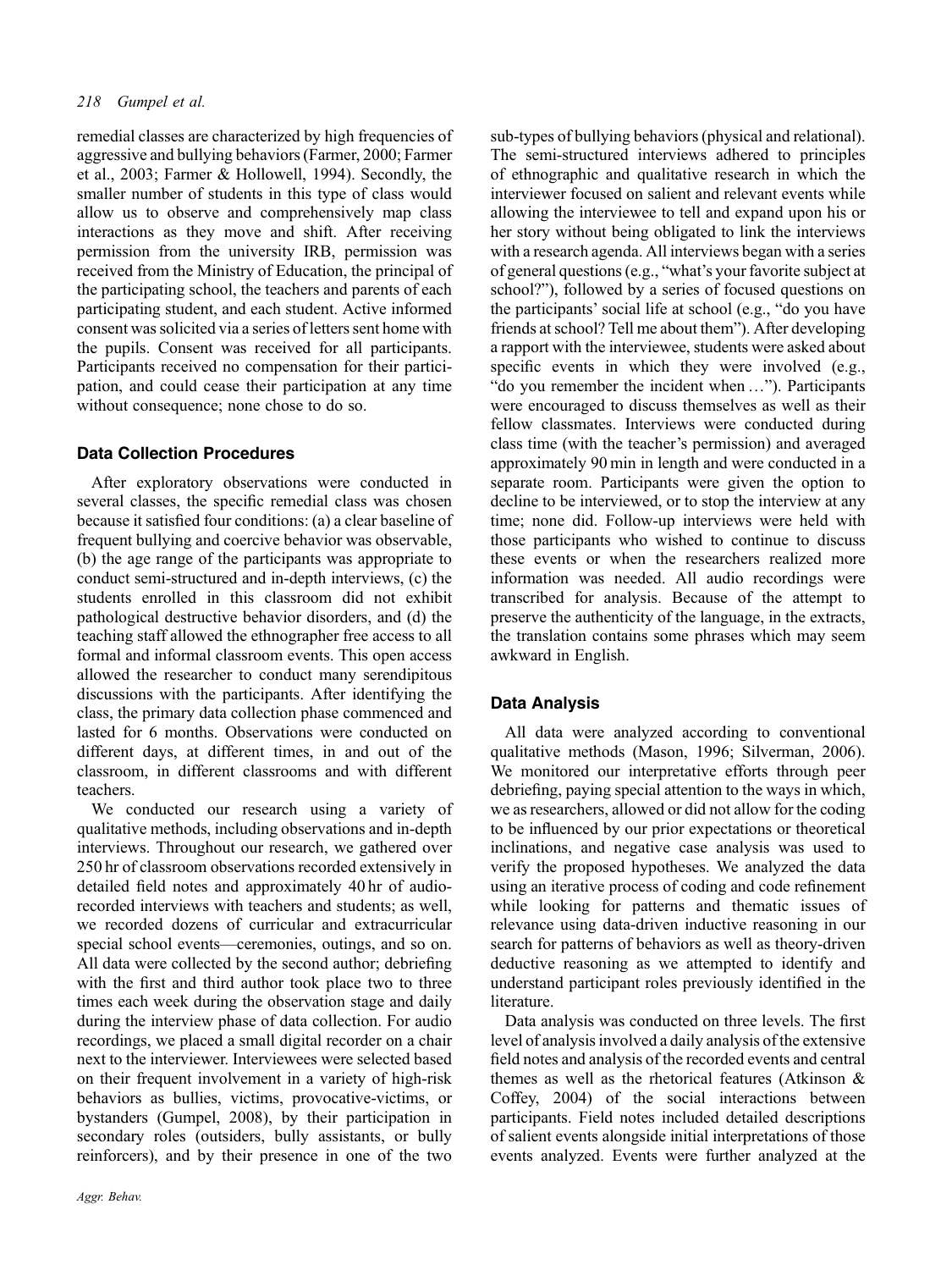remedial classes are characterized by high frequencies of aggressive and bullying behaviors (Farmer, 2000; Farmer et al., 2003; Farmer & Hollowell, 1994). Secondly, the smaller number of students in this type of class would allow us to observe and comprehensively map class interactions as they move and shift. After receiving permission from the university IRB, permission was received from the Ministry of Education, the principal of the participating school, the teachers and parents of each participating student, and each student. Active informed consent was solicited via a series of letters sent home with the pupils. Consent was received for all participants. Participants received no compensation for their participation, and could cease their participation at any time without consequence; none chose to do so.

## Data Collection Procedures

After exploratory observations were conducted in several classes, the specific remedial class was chosen because it satisfied four conditions: (a) a clear baseline of frequent bullying and coercive behavior was observable, (b) the age range of the participants was appropriate to conduct semi-structured and in-depth interviews, (c) the students enrolled in this classroom did not exhibit pathological destructive behavior disorders, and (d) the teaching staff allowed the ethnographer free access to all formal and informal classroom events. This open access allowed the researcher to conduct many serendipitous discussions with the participants. After identifying the class, the primary data collection phase commenced and lasted for 6 months. Observations were conducted on different days, at different times, in and out of the classroom, in different classrooms and with different teachers.

We conducted our research using a variety of qualitative methods, including observations and in-depth interviews. Throughout our research, we gathered over 250 hr of classroom observations recorded extensively in detailed field notes and approximately 40 hr of audio-recorded interviews with teachers and students; as well, we recorded dozens of curricular and extracurricular special school events—ceremonies, outings, and so on. All data were collected by the second author; debriefing with the first and third author took place two to three times each week during the observation stage and daily during the interview phase of data collection. For audio recordings, we placed a small digital recorder on a chair next to the interviewer. Interviewees were selected based on their frequent involvement in a variety of high-risk behaviors as bullies, victims, provocative-victims, or bystanders (Gumpel, 2008), by their participation in secondary roles (outsiders, bully assistants, or bully reinforcers), and by their presence in one of the two sub-types of bullying behaviors (physical and relational). The semi-structured interviews adhered to principles of ethnographic and qualitative research in which the interviewer focused on salient and relevant events while allowing the interviewee to tell and expand upon his or her story without being obligated to link the interviews with a research agenda. All interviews began with a series of general questions (e.g., "what's your favorite subject at school?"), followed by a series of focused questions on the participants' social life at school (e.g., "do you have friends at school? Tell me about them"). After developing a rapport with the interviewee, students were asked about specific events in which they were involved (e.g., "do you remember the incident when …"). Participants were encouraged to discuss themselves as well as their fellow classmates. Interviews were conducted during class time (with the teacher's permission) and averaged approximately 90 min in length and were conducted in a separate room. Participants were given the option to decline to be interviewed, or to stop the interview at any time; none did. Follow-up interviews were held with those participants who wished to continue to discuss these events or when the researchers realized more information was needed. All audio recordings were transcribed for analysis. Because of the attempt to preserve the authenticity of the language, in the extracts, the translation contains some phrases which may seem awkward in English.

## Data Analysis

All data were analyzed according to conventional qualitative methods (Mason, 1996; Silverman, 2006). We monitored our interpretative efforts through peer debriefing, paying special attention to the ways in which, we as researchers, allowed or did not allow for the coding to be influenced by our prior expectations or theoretical inclinations, and negative case analysis was used to verify the proposed hypotheses. We analyzed the data using an iterative process of coding and code refinement while looking for patterns and thematic issues of relevance using data-driven inductive reasoning in our search for patterns of behaviors as well as theory-driven deductive reasoning as we attempted to identify and understand participant roles previously identified in the literature.

Data analysis was conducted on three levels. The first level of analysis involved a daily analysis of the extensive field notes and analysis of the recorded events and central themes as well as the rhetorical features (Atkinson & Coffey, 2004) of the social interactions between participants. Field notes included detailed descriptions of salient events alongside initial interpretations of those events analyzed. Events were further analyzed at the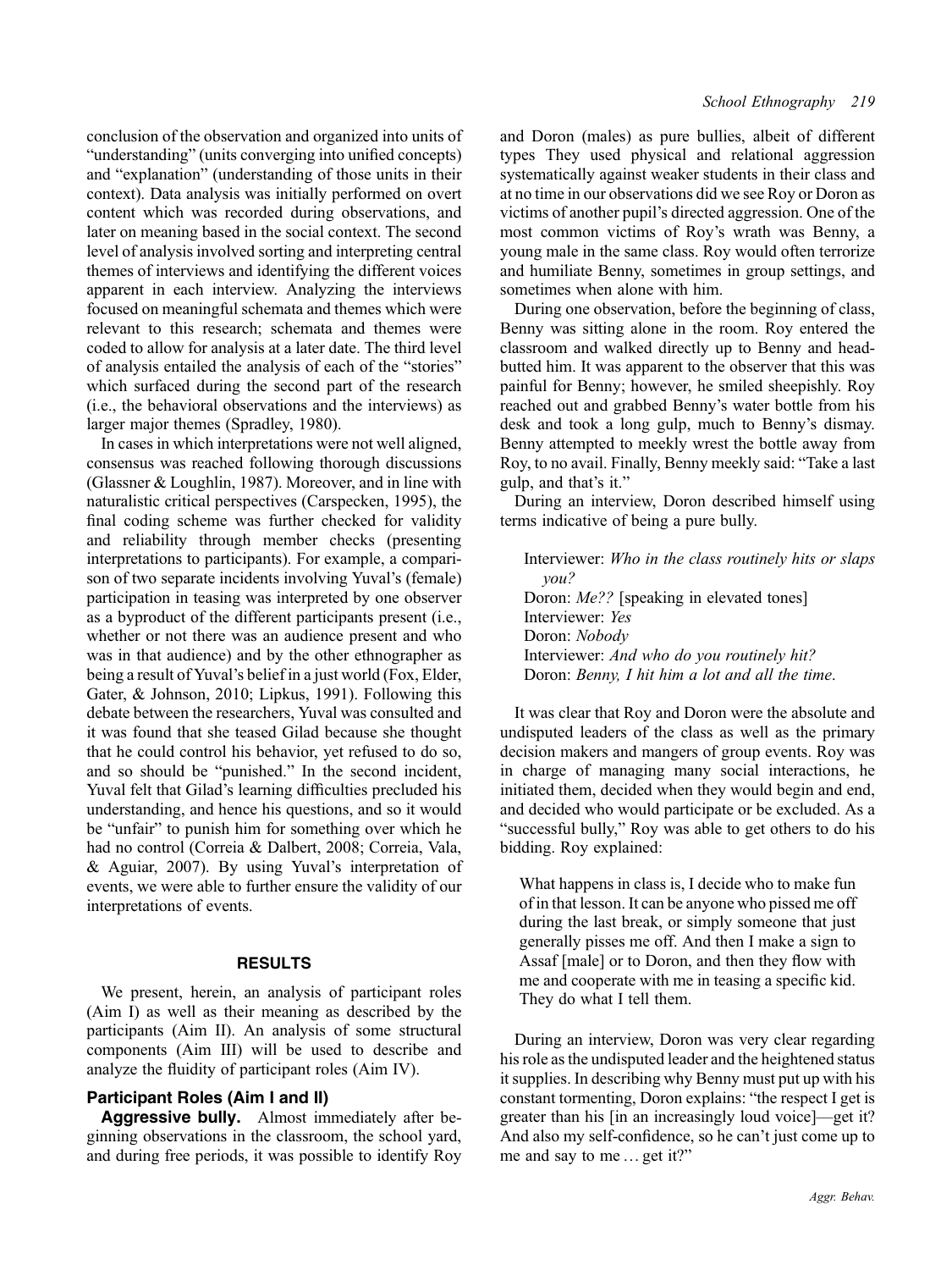conclusion of the observation and organized into units of "understanding" (units converging into unified concepts) and "explanation" (understanding of those units in their context). Data analysis was initially performed on overt content which was recorded during observations, and later on meaning based in the social context. The second level of analysis involved sorting and interpreting central themes of interviews and identifying the different voices apparent in each interview. Analyzing the interviews focused on meaningful schemata and themes which were relevant to this research; schemata and themes were coded to allow for analysis at a later date. The third level of analysis entailed the analysis of each of the "stories" which surfaced during the second part of the research (i.e., the behavioral observations and the interviews) as larger major themes (Spradley, 1980).

In cases in which interpretations were not well aligned, consensus was reached following thorough discussions (Glassner & Loughlin, 1987). Moreover, and in line with naturalistic critical perspectives (Carspecken, 1995), the final coding scheme was further checked for validity and reliability through member checks (presenting interpretations to participants). For example, a comparison of two separate incidents involving Yuval's (female) participation in teasing was interpreted by one observer as a byproduct of the different participants present (i.e., whether or not there was an audience present and who was in that audience) and by the other ethnographer as being a result of Yuval's belief in a just world (Fox, Elder, Gater, & Johnson, 2010; Lipkus, 1991). Following this debate between the researchers, Yuval was consulted and it was found that she teased Gilad because she thought that he could control his behavior, yet refused to do so, and so should be "punished." In the second incident, Yuval felt that Gilad's learning difficulties precluded his understanding, and hence his questions, and so it would be "unfair" to punish him for something over which he had no control (Correia & Dalbert, 2008; Correia, Vala, & Aguiar, 2007). By using Yuval's interpretation of events, we were able to further ensure the validity of our interpretations of events.

## RESULTS

We present, herein, an analysis of participant roles (Aim I) as well as their meaning as described by the participants (Aim II). An analysis of some structural components (Aim III) will be used to describe and analyze the fluidity of participant roles (Aim IV).

### Participant Roles (Aim I and II)

**Aggressive bully.** Almost immediately after beginning observations in the classroom, the school yard, and during free periods, it was possible to identify Roy and Doron (males) as pure bullies, albeit of different types They used physical and relational aggression systematically against weaker students in their class and at no time in our observations did we see Roy or Doron as victims of another pupil's directed aggression. One of the most common victims of Roy's wrath was Benny, a young male in the same class. Roy would often terrorize and humiliate Benny, sometimes in group settings, and sometimes when alone with him.

During one observation, before the beginning of class, Benny was sitting alone in the room. Roy entered the classroom and walked directly up to Benny and head-butted him. It was apparent to the observer that this was painful for Benny; however, he smiled sheepishly. Roy reached out and grabbed Benny's water bottle from his desk and took a long gulp, much to Benny's dismay. Benny attempted to meekly wrest the bottle away from Roy, to no avail. Finally, Benny meekly said: "Take a last gulp, and that's it."

During an interview, Doron described himself using terms indicative of being a pure bully.

> Interviewer: *Who in the class routinely hits or slaps you?*
> Doron: *Me??* [speaking in elevated tones]
> Interviewer: *Yes*
> Doron: *Nobody*
> Interviewer: *And who do you routinely hit?*
> Doron: *Benny, I hit him a lot and all the time.*

It was clear that Roy and Doron were the absolute and undisputed leaders of the class as well as the primary decision makers and mangers of group events. Roy was in charge of managing many social interactions, he initiated them, decided when they would begin and end, and decided who would participate or be excluded. As a "successful bully," Roy was able to get others to do his bidding. Roy explained:

> What happens in class is, I decide who to make fun of in that lesson. It can be anyone who pissed me off during the last break, or simply someone that just generally pisses me off. And then I make a sign to Assaf [male] or to Doron, and then they flow with me and cooperate with me in teasing a specific kid. They do what I tell them.

During an interview, Doron was very clear regarding his role as the undisputed leader and the heightened status it supplies. In describing why Benny must put up with his constant tormenting, Doron explains: "the respect I get is greater than his [in an increasingly loud voice]—get it? And also my self-confidence, so he can't just come up to me and say to me … get it?"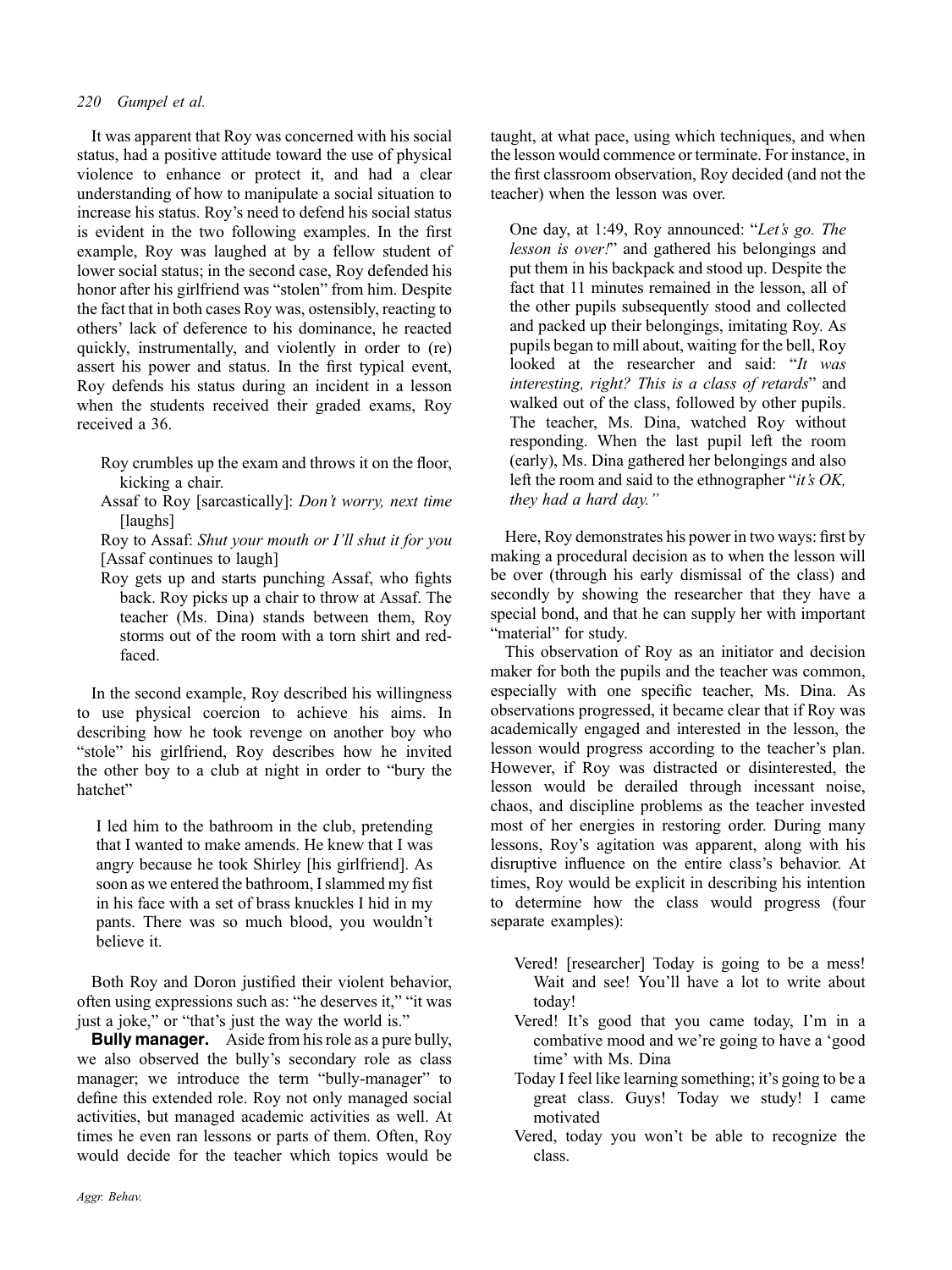It was apparent that Roy was concerned with his social status, had a positive attitude toward the use of physical violence to enhance or protect it, and had a clear understanding of how to manipulate a social situation to increase his status. Roy's need to defend his social status is evident in the two following examples. In the first example, Roy was laughed at by a fellow student of lower social status; in the second case, Roy defended his honor after his girlfriend was "stolen" from him. Despite the fact that in both cases Roy was, ostensibly, reacting to others' lack of deference to his dominance, he reacted quickly, instrumentally, and violently in order to (re) assert his power and status. In the first typical event, Roy defends his status during an incident in a lesson when the students received their graded exams, Roy received a 36.

> Roy crumbles up the exam and throws it on the floor, kicking a chair.
> Assaf to Roy [sarcastically]: *Don't worry, next time* [laughs]
> Roy to Assaf: *Shut your mouth or I'll shut it for you* [Assaf continues to laugh]
> Roy gets up and starts punching Assaf, who fights back. Roy picks up a chair to throw at Assaf. The teacher (Ms. Dina) stands between them, Roy storms out of the room with a torn shirt and red-faced.

In the second example, Roy described his willingness to use physical coercion to achieve his aims. In describing how he took revenge on another boy who "stole" his girlfriend, Roy describes how he invited the other boy to a club at night in order to "bury the hatchet"

> I led him to the bathroom in the club, pretending that I wanted to make amends. He knew that I was angry because he took Shirley [his girlfriend]. As soon as we entered the bathroom, I slammed my fist in his face with a set of brass knuckles I hid in my pants. There was so much blood, you wouldn't believe it.

Both Roy and Doron justified their violent behavior, often using expressions such as: "he deserves it," "it was just a joke," or "that's just the way the world is."

**Bully manager.** Aside from his role as a pure bully, we also observed the bully's secondary role as class manager; we introduce the term "bully-manager" to define this extended role. Roy not only managed social activities, but managed academic activities as well. At times he even ran lessons or parts of them. Often, Roy would decide for the teacher which topics would be taught, at what pace, using which techniques, and when the lesson would commence or terminate. For instance, in the first classroom observation, Roy decided (and not the teacher) when the lesson was over.

> One day, at 1:49, Roy announced: "*Let's go. The lesson is over!*" and gathered his belongings and put them in his backpack and stood up. Despite the fact that 11 minutes remained in the lesson, all of the other pupils subsequently stood and collected and packed up their belongings, imitating Roy. As pupils began to mill about, waiting for the bell, Roy looked at the researcher and said: "*It was interesting, right? This is a class of retards*" and walked out of the class, followed by other pupils. The teacher, Ms. Dina, watched Roy without responding. When the last pupil left the room (early), Ms. Dina gathered her belongings and also left the room and said to the ethnographer "*it's OK, they had a hard day.*"

Here, Roy demonstrates his power in two ways: first by making a procedural decision as to when the lesson will be over (through his early dismissal of the class) and secondly by showing the researcher that they have a special bond, and that he can supply her with important "material" for study.

This observation of Roy as an initiator and decision maker for both the pupils and the teacher was common, especially with one specific teacher, Ms. Dina. As observations progressed, it became clear that if Roy was academically engaged and interested in the lesson, the lesson would progress according to the teacher's plan. However, if Roy was distracted or disinterested, the lesson would be derailed through incessant noise, chaos, and discipline problems as the teacher invested most of her energies in restoring order. During many lessons, Roy's agitation was apparent, along with his disruptive influence on the entire class's behavior. At times, Roy would be explicit in describing his intention to determine how the class would progress (four separate examples):

> Vered! [researcher] Today is going to be a mess! Wait and see! You'll have a lot to write about today!
> Vered! It's good that you came today, I'm in a combative mood and we're going to have a 'good time' with Ms. Dina
> Today I feel like learning something; it's going to be a great class. Guys! Today we study! I came motivated
> Vered, today you won't be able to recognize the class.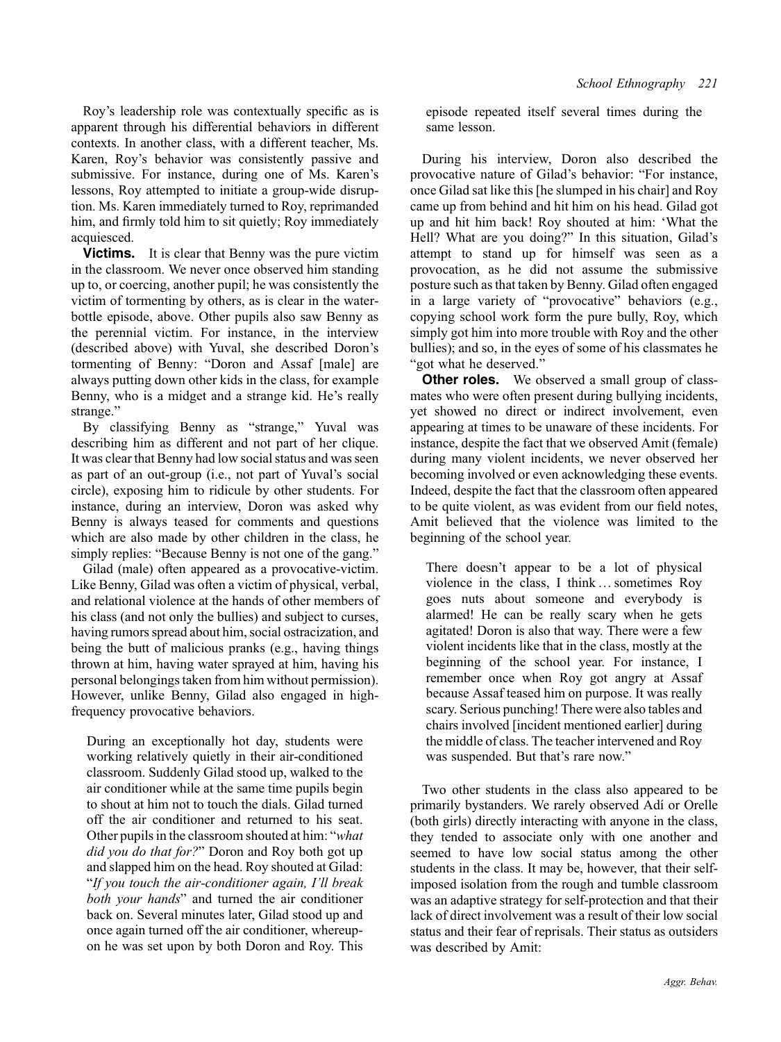Roy's leadership role was contextually specific as is apparent through his differential behaviors in different contexts. In another class, with a different teacher, Ms. Karen, Roy's behavior was consistently passive and submissive. For instance, during one of Ms. Karen's lessons, Roy attempted to initiate a group-wide disruption. Ms. Karen immediately turned to Roy, reprimanded him, and firmly told him to sit quietly; Roy immediately acquiesced.

**Victims.** It is clear that Benny was the pure victim in the classroom. We never once observed him standing up to, or coercing, another pupil; he was consistently the victim of tormenting by others, as is clear in the water-bottle episode, above. Other pupils also saw Benny as the perennial victim. For instance, in the interview (described above) with Yuval, she described Doron's tormenting of Benny: "Doron and Assaf [male] are always putting down other kids in the class, for example Benny, who is a midget and a strange kid. He's really strange."

By classifying Benny as "strange," Yuval was describing him as different and not part of her clique. It was clear that Benny had low social status and was seen as part of an out-group (i.e., not part of Yuval's social circle), exposing him to ridicule by other students. For instance, during an interview, Doron was asked why Benny is always teased for comments and questions which are also made by other children in the class, he simply replies: "Because Benny is not one of the gang."

Gilad (male) often appeared as a provocative-victim. Like Benny, Gilad was often a victim of physical, verbal, and relational violence at the hands of other members of his class (and not only the bullies) and subject to curses, having rumors spread about him, social ostracization, and being the butt of malicious pranks (e.g., having things thrown at him, having water sprayed at him, having his personal belongings taken from him without permission). However, unlike Benny, Gilad also engaged in high-frequency provocative behaviors.

> During an exceptionally hot day, students were working relatively quietly in their air-conditioned classroom. Suddenly Gilad stood up, walked to the air conditioner while at the same time pupils begin to shout at him not to touch the dials. Gilad turned off the air conditioner and returned to his seat. Other pupils in the classroom shouted at him: "*what did you do that for?*" Doron and Roy both got up and slapped him on the head. Roy shouted at Gilad: "*If you touch the air-conditioner again, I'll break both your hands*" and turned the air conditioner back on. Several minutes later, Gilad stood up and once again turned off the air conditioner, whereupon he was set upon by both Doron and Roy. This episode repeated itself several times during the same lesson.

During his interview, Doron also described the provocative nature of Gilad's behavior: "For instance, once Gilad sat like this [he slumped in his chair] and Roy came up from behind and hit him on his head. Gilad got up and hit him back! Roy shouted at him: 'What the Hell? What are you doing?" In this situation, Gilad's attempt to stand up for himself was seen as a provocation, as he did not assume the submissive posture such as that taken by Benny. Gilad often engaged in a large variety of "provocative" behaviors (e.g., copying school work form the pure bully, Roy, which simply got him into more trouble with Roy and the other bullies); and so, in the eyes of some of his classmates he "got what he deserved."

**Other roles.** We observed a small group of classmates who were often present during bullying incidents, yet showed no direct or indirect involvement, even appearing at times to be unaware of these incidents. For instance, despite the fact that we observed Amit (female) during many violent incidents, we never observed her becoming involved or even acknowledging these events. Indeed, despite the fact that the classroom often appeared to be quite violent, as was evident from our field notes, Amit believed that the violence was limited to the beginning of the school year.

> There doesn't appear to be a lot of physical violence in the class, I think … sometimes Roy goes nuts about someone and everybody is alarmed! He can be really scary when he gets agitated! Doron is also that way. There were a few violent incidents like that in the class, mostly at the beginning of the school year. For instance, I remember once when Roy got angry at Assaf because Assaf teased him on purpose. It was really scary. Serious punching! There were also tables and chairs involved [incident mentioned earlier] during the middle of class. The teacher intervened and Roy was suspended. But that's rare now."

Two other students in the class also appeared to be primarily bystanders. We rarely observed Adí or Orelle (both girls) directly interacting with anyone in the class, they tended to associate only with one another and seemed to have low social status among the other students in the class. It may be, however, that their self-imposed isolation from the rough and tumble classroom was an adaptive strategy for self-protection and that their lack of direct involvement was a result of their low social status and their fear of reprisals. Their status as outsiders was described by Amit: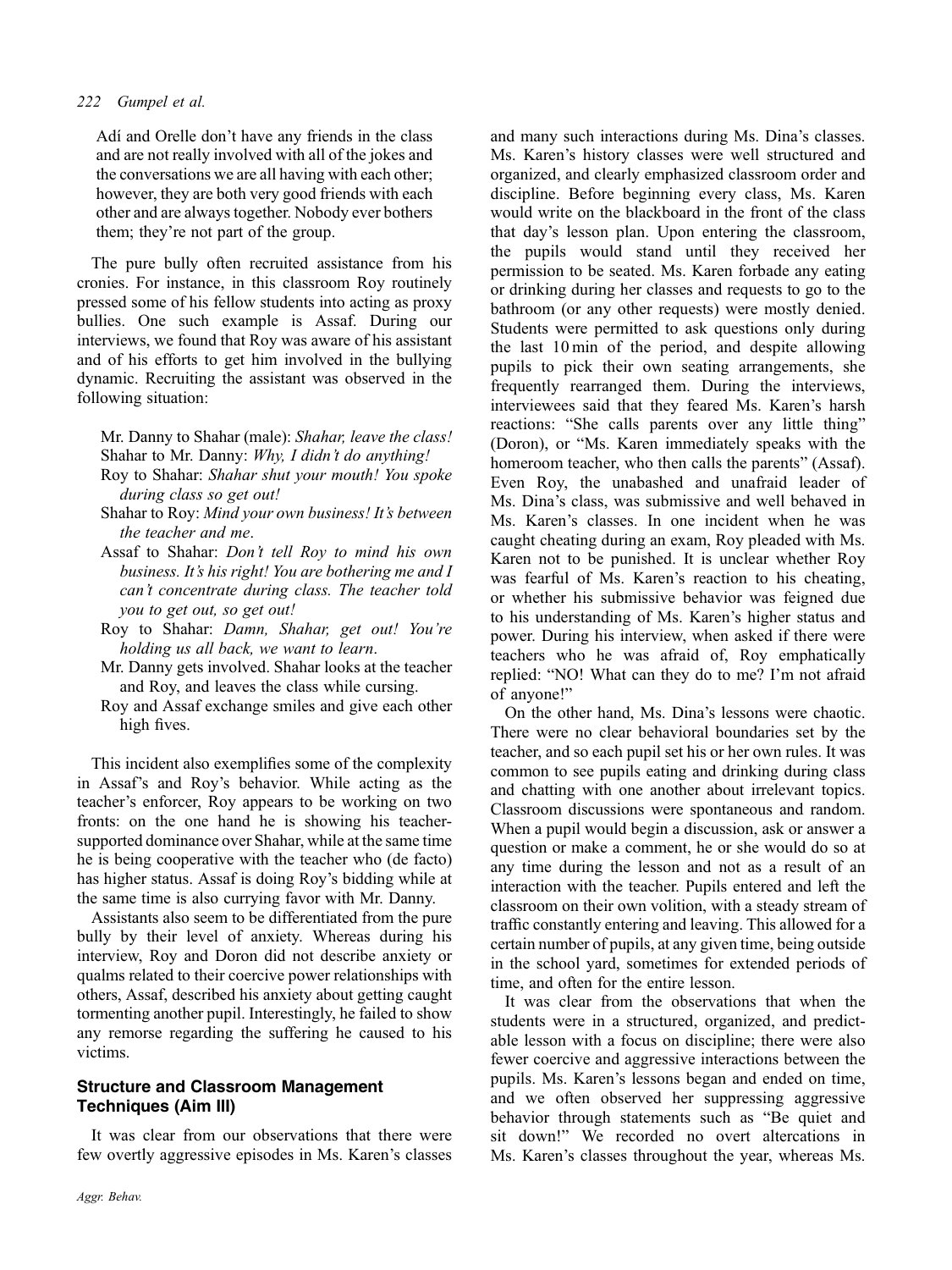Adí and Orelle don't have any friends in the class and are not really involved with all of the jokes and the conversations we are all having with each other; however, they are both very good friends with each other and are always together. Nobody ever bothers them; they're not part of the group.

The pure bully often recruited assistance from his cronies. For instance, in this classroom Roy routinely pressed some of his fellow students into acting as proxy bullies. One such example is Assaf. During our interviews, we found that Roy was aware of his assistant and of his efforts to get him involved in the bullying dynamic. Recruiting the assistant was observed in the following situation:

> Mr. Danny to Shahar (male): *Shahar, leave the class!*
> Shahar to Mr. Danny: *Why, I didn't do anything!*
> Roy to Shahar: *Shahar shut your mouth! You spoke during class so get out!*
> Shahar to Roy: *Mind your own business! It's between the teacher and me.*
> Assaf to Shahar: *Don't tell Roy to mind his own business. It's his right! You are bothering me and I can't concentrate during class. The teacher told you to get out, so get out!*
> Roy to Shahar: *Damn, Shahar, get out! You're holding us all back, we want to learn.*
> Mr. Danny gets involved. Shahar looks at the teacher and Roy, and leaves the class while cursing.
> Roy and Assaf exchange smiles and give each other high fives.

This incident also exemplifies some of the complexity in Assaf's and Roy's behavior. While acting as the teacher's enforcer, Roy appears to be working on two fronts: on the one hand he is showing his teacher-supported dominance over Shahar, while at the same time he is being cooperative with the teacher who (de facto) has higher status. Assaf is doing Roy's bidding while at the same time is also currying favor with Mr. Danny.

Assistants also seem to be differentiated from the pure bully by their level of anxiety. Whereas during his interview, Roy and Doron did not describe anxiety or qualms related to their coercive power relationships with others, Assaf, described his anxiety about getting caught tormenting another pupil. Interestingly, he failed to show any remorse regarding the suffering he caused to his victims.

### Structure and Classroom Management Techniques (Aim III)

It was clear from our observations that there were few overtly aggressive episodes in Ms. Karen's classes and many such interactions during Ms. Dina's classes. Ms. Karen's history classes were well structured and organized, and clearly emphasized classroom order and discipline. Before beginning every class, Ms. Karen would write on the blackboard in the front of the class that day's lesson plan. Upon entering the classroom, the pupils would stand until they received her permission to be seated. Ms. Karen forbade any eating or drinking during her classes and requests to go to the bathroom (or any other requests) were mostly denied. Students were permitted to ask questions only during the last 10 min of the period, and despite allowing pupils to pick their own seating arrangements, she frequently rearranged them. During the interviews, interviewees said that they feared Ms. Karen's harsh reactions: "She calls parents over any little thing" (Doron), or "Ms. Karen immediately speaks with the homeroom teacher, who then calls the parents" (Assaf). Even Roy, the unabashed and unafraid leader of Ms. Dina's class, was submissive and well behaved in Ms. Karen's classes. In one incident when he was caught cheating during an exam, Roy pleaded with Ms. Karen not to be punished. It is unclear whether Roy was fearful of Ms. Karen's reaction to his cheating, or whether his submissive behavior was feigned due to his understanding of Ms. Karen's higher status and power. During his interview, when asked if there were teachers who he was afraid of, Roy emphatically replied: "NO! What can they do to me? I'm not afraid of anyone!"

On the other hand, Ms. Dina's lessons were chaotic. There were no clear behavioral boundaries set by the teacher, and so each pupil set his or her own rules. It was common to see pupils eating and drinking during class and chatting with one another about irrelevant topics. Classroom discussions were spontaneous and random. When a pupil would begin a discussion, ask or answer a question or make a comment, he or she would do so at any time during the lesson and not as a result of an interaction with the teacher. Pupils entered and left the classroom on their own volition, with a steady stream of traffic constantly entering and leaving. This allowed for a certain number of pupils, at any given time, being outside in the school yard, sometimes for extended periods of time, and often for the entire lesson.

It was clear from the observations that when the students were in a structured, organized, and predictable lesson with a focus on discipline; there were also fewer coercive and aggressive interactions between the pupils. Ms. Karen's lessons began and ended on time, and we often observed her suppressing aggressive behavior through statements such as "Be quiet and sit down!" We recorded no overt altercations in Ms. Karen's classes throughout the year, whereas Ms.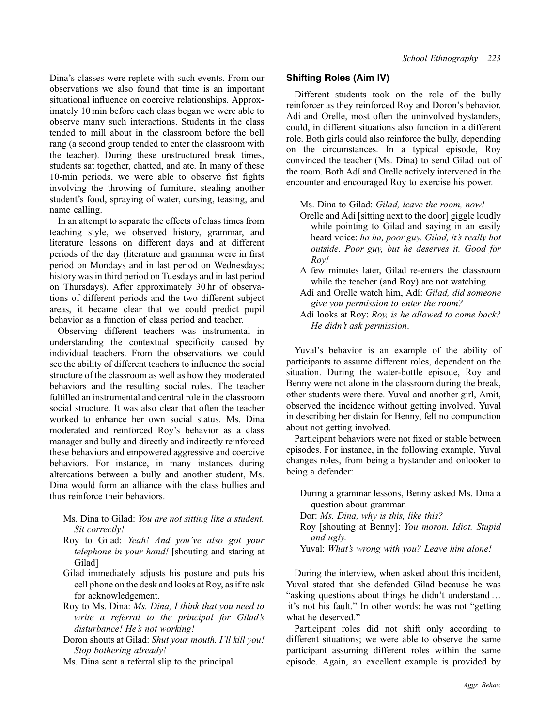Dina's classes were replete with such events. From our observations we also found that time is an important situational influence on coercive relationships. Approximately 10 min before each class began we were able to observe many such interactions. Students in the class tended to mill about in the classroom before the bell rang (a second group tended to enter the classroom with the teacher). During these unstructured break times, students sat together, chatted, and ate. In many of these 10-min periods, we were able to observe fist fights involving the throwing of furniture, stealing another student's food, spraying of water, cursing, teasing, and name calling.

In an attempt to separate the effects of class times from teaching style, we observed history, grammar, and literature lessons on different days and at different periods of the day (literature and grammar were in first period on Mondays and in last period on Wednesdays; history was in third period on Tuesdays and in last period on Thursdays). After approximately 30 hr of observations of different periods and the two different subject areas, it became clear that we could predict pupil behavior as a function of class period and teacher.

Observing different teachers was instrumental in understanding the contextual specificity caused by individual teachers. From the observations we could see the ability of different teachers to influence the social structure of the classroom as well as how they moderated behaviors and the resulting social roles. The teacher fulfilled an instrumental and central role in the classroom social structure. It was also clear that often the teacher worked to enhance her own social status. Ms. Dina moderated and reinforced Roy's behavior as a class manager and bully and directly and indirectly reinforced these behaviors and empowered aggressive and coercive behaviors. For instance, in many instances during altercations between a bully and another student, Ms. Dina would form an alliance with the class bullies and thus reinforce their behaviors.

> Ms. Dina to Gilad: *You are not sitting like a student. Sit correctly!*
>
> Roy to Gilad: *Yeah! And you've also got your telephone in your hand!* [shouting and staring at Gilad]
>
> Gilad immediately adjusts his posture and puts his cell phone on the desk and looks at Roy, as if to ask for acknowledgement.
>
> Roy to Ms. Dina: *Ms. Dina, I think that you need to write a referral to the principal for Gilad's disturbance! He's not working!*
>
> Doron shouts at Gilad: *Shut your mouth. I'll kill you! Stop bothering already!*
>
> Ms. Dina sent a referral slip to the principal.

### Shifting Roles (Aim IV)

Different students took on the role of the bully reinforcer as they reinforced Roy and Doron's behavior. Adí and Orelle, most often the uninvolved bystanders, could, in different situations also function in a different role. Both girls could also reinforce the bully, depending on the circumstances. In a typical episode, Roy convinced the teacher (Ms. Dina) to send Gilad out of the room. Both Adí and Orelle actively intervened in the encounter and encouraged Roy to exercise his power.

> Ms. Dina to Gilad: *Gilad, leave the room, now!*
>
> Orelle and Adí [sitting next to the door] giggle loudly while pointing to Gilad and saying in an easily heard voice: *ha ha, poor guy. Gilad, it's really hot outside. Poor guy, but he deserves it. Good for Roy!*
>
> A few minutes later, Gilad re-enters the classroom while the teacher (and Roy) are not watching.
>
> Adí and Orelle watch him, Adí: *Gilad, did someone give you permission to enter the room?*
>
> Adí looks at Roy: *Roy, is he allowed to come back? He didn't ask permission*.

Yuval's behavior is an example of the ability of participants to assume different roles, dependent on the situation. During the water-bottle episode, Roy and Benny were not alone in the classroom during the break, other students were there. Yuval and another girl, Amit, observed the incidence without getting involved. Yuval in describing her distain for Benny, felt no compunction about not getting involved.

Participant behaviors were not fixed or stable between episodes. For instance, in the following example, Yuval changes roles, from being a bystander and onlooker to being a defender:

> During a grammar lessons, Benny asked Ms. Dina a question about grammar.
>
> Dor: *Ms. Dina, why is this, like this?*
>
> Roy [shouting at Benny]: *You moron. Idiot. Stupid and ugly.*
>
> Yuval: *What's wrong with you? Leave him alone!*

During the interview, when asked about this incident, Yuval stated that she defended Gilad because he was "asking questions about things he didn't understand … it's not his fault." In other words: he was not "getting what he deserved."

Participant roles did not shift only according to different situations; we were able to observe the same participant assuming different roles within the same episode. Again, an excellent example is provided by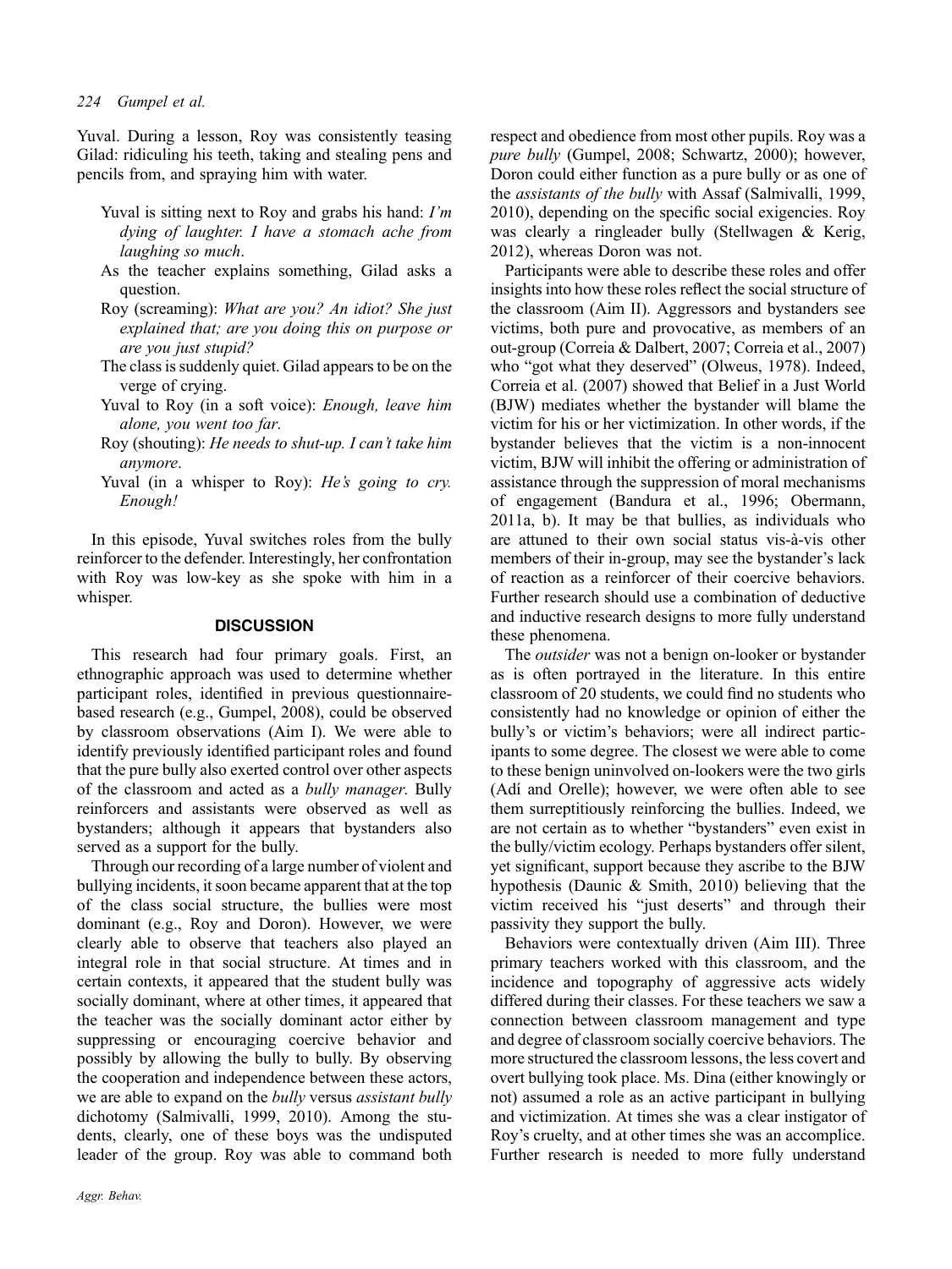Yuval. During a lesson, Roy was consistently teasing Gilad: ridiculing his teeth, taking and stealing pens and pencils from, and spraying him with water.

> Yuval is sitting next to Roy and grabs his hand: *I'm dying of laughter. I have a stomach ache from laughing so much*.
>
> As the teacher explains something, Gilad asks a question.
>
> Roy (screaming): *What are you? An idiot? She just explained that; are you doing this on purpose or are you just stupid?*
>
> The class is suddenly quiet. Gilad appears to be on the verge of crying.
>
> Yuval to Roy (in a soft voice): *Enough, leave him alone, you went too far*.
>
> Roy (shouting): *He needs to shut-up. I can't take him anymore*.
>
> Yuval (in a whisper to Roy): *He's going to cry. Enough!*

In this episode, Yuval switches roles from the bully reinforcer to the defender. Interestingly, her confrontation with Roy was low-key as she spoke with him in a whisper.

## DISCUSSION

This research had four primary goals. First, an ethnographic approach was used to determine whether participant roles, identified in previous questionnaire-based research (e.g., Gumpel, 2008), could be observed by classroom observations (Aim I). We were able to identify previously identified participant roles and found that the pure bully also exerted control over other aspects of the classroom and acted as a *bully manager*. Bully reinforcers and assistants were observed as well as bystanders; although it appears that bystanders also served as a support for the bully.

Through our recording of a large number of violent and bullying incidents, it soon became apparent that at the top of the class social structure, the bullies were most dominant (e.g., Roy and Doron). However, we were clearly able to observe that teachers also played an integral role in that social structure. At times and in certain contexts, it appeared that the student bully was socially dominant, where at other times, it appeared that the teacher was the socially dominant actor either by suppressing or encouraging coercive behavior and possibly by allowing the bully to bully. By observing the cooperation and independence between these actors, we are able to expand on the *bully* versus *assistant bully* dichotomy (Salmivalli, 1999, 2010). Among the students, clearly, one of these boys was the undisputed leader of the group. Roy was able to command both respect and obedience from most other pupils. Roy was a *pure bully* (Gumpel, 2008; Schwartz, 2000); however, Doron could either function as a pure bully or as one of the *assistants of the bully* with Assaf (Salmivalli, 1999, 2010), depending on the specific social exigencies. Roy was clearly a ringleader bully (Stellwagen & Kerig, 2012), whereas Doron was not.

Participants were able to describe these roles and offer insights into how these roles reflect the social structure of the classroom (Aim II). Aggressors and bystanders see victims, both pure and provocative, as members of an out-group (Correia & Dalbert, 2007; Correia et al., 2007) who "got what they deserved" (Olweus, 1978). Indeed, Correia et al. (2007) showed that Belief in a Just World (BJW) mediates whether the bystander will blame the victim for his or her victimization. In other words, if the bystander believes that the victim is a non-innocent victim, BJW will inhibit the offering or administration of assistance through the suppression of moral mechanisms of engagement (Bandura et al., 1996; Obermann, 2011a, b). It may be that bullies, as individuals who are attuned to their own social status vis-à-vis other members of their in-group, may see the bystander's lack of reaction as a reinforcer of their coercive behaviors. Further research should use a combination of deductive and inductive research designs to more fully understand these phenomena.

The *outsider* was not a benign on-looker or bystander as is often portrayed in the literature. In this entire classroom of 20 students, we could find no students who consistently had no knowledge or opinion of either the bully's or victim's behaviors; were all indirect participants to some degree. The closest we were able to come to these benign uninvolved on-lookers were the two girls (Adí and Orelle); however, we were often able to see them surreptitiously reinforcing the bullies. Indeed, we are not certain as to whether "bystanders" even exist in the bully/victim ecology. Perhaps bystanders offer silent, yet significant, support because they ascribe to the BJW hypothesis (Daunic & Smith, 2010) believing that the victim received his "just deserts" and through their passivity they support the bully.

Behaviors were contextually driven (Aim III). Three primary teachers worked with this classroom, and the incidence and topography of aggressive acts widely differed during their classes. For these teachers we saw a connection between classroom management and type and degree of classroom socially coercive behaviors. The more structured the classroom lessons, the less covert and overt bullying took place. Ms. Dina (either knowingly or not) assumed a role as an active participant in bullying and victimization. At times she was a clear instigator of Roy's cruelty, and at other times she was an accomplice. Further research is needed to more fully understand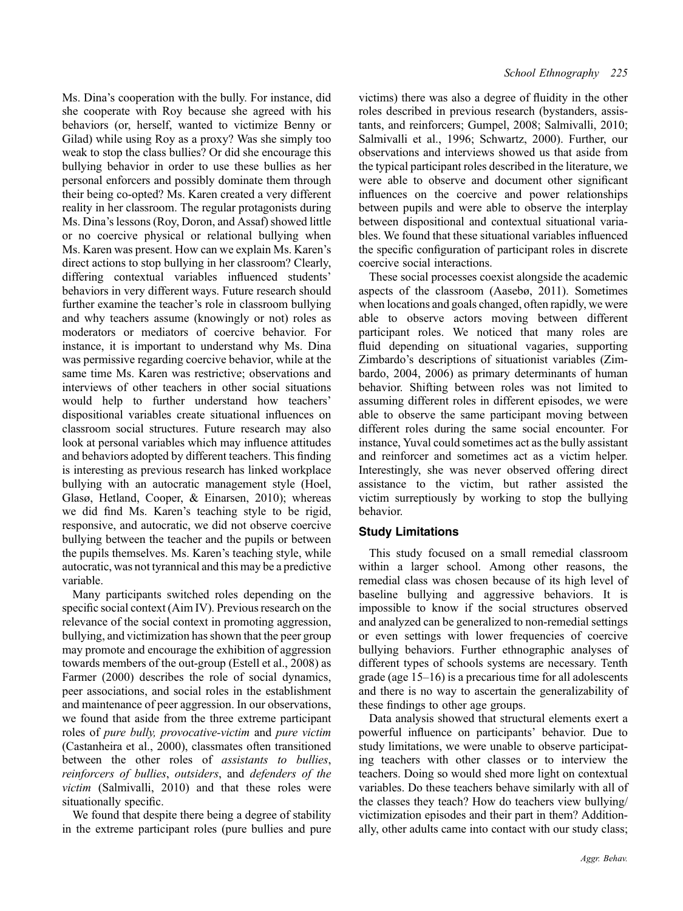Ms. Dina's cooperation with the bully. For instance, did she cooperate with Roy because she agreed with his behaviors (or, herself, wanted to victimize Benny or Gilad) while using Roy as a proxy? Was she simply too weak to stop the class bullies? Or did she encourage this bullying behavior in order to use these bullies as her personal enforcers and possibly dominate them through their being co-opted? Ms. Karen created a very different reality in her classroom. The regular protagonists during Ms. Dina's lessons (Roy, Doron, and Assaf) showed little or no coercive physical or relational bullying when Ms. Karen was present. How can we explain Ms. Karen's direct actions to stop bullying in her classroom? Clearly, differing contextual variables influenced students' behaviors in very different ways. Future research should further examine the teacher's role in classroom bullying and why teachers assume (knowingly or not) roles as moderators or mediators of coercive behavior. For instance, it is important to understand why Ms. Dina was permissive regarding coercive behavior, while at the same time Ms. Karen was restrictive; observations and interviews of other teachers in other social situations would help to further understand how teachers' dispositional variables create situational influences on classroom social structures. Future research may also look at personal variables which may influence attitudes and behaviors adopted by different teachers. This finding is interesting as previous research has linked workplace bullying with an autocratic management style (Hoel, Glasø, Hetland, Cooper, & Einarsen, 2010); whereas we did find Ms. Karen's teaching style to be rigid, responsive, and autocratic, we did not observe coercive bullying between the teacher and the pupils or between the pupils themselves. Ms. Karen's teaching style, while autocratic, was not tyrannical and this may be a predictive variable.

Many participants switched roles depending on the specific social context (Aim IV). Previous research on the relevance of the social context in promoting aggression, bullying, and victimization has shown that the peer group may promote and encourage the exhibition of aggression towards members of the out-group (Estell et al., 2008) as Farmer (2000) describes the role of social dynamics, peer associations, and social roles in the establishment and maintenance of peer aggression. In our observations, we found that aside from the three extreme participant roles of *pure bully, provocative-victim* and *pure victim* (Castanheira et al., 2000), classmates often transitioned between the other roles of *assistants to bullies*, *reinforcers of bullies*, *outsiders*, and *defenders of the victim* (Salmivalli, 2010) and that these roles were situationally specific.

We found that despite there being a degree of stability in the extreme participant roles (pure bullies and pure victims) there was also a degree of fluidity in the other roles described in previous research (bystanders, assistants, and reinforcers; Gumpel, 2008; Salmivalli, 2010; Salmivalli et al., 1996; Schwartz, 2000). Further, our observations and interviews showed us that aside from the typical participant roles described in the literature, we were able to observe and document other significant influences on the coercive and power relationships between pupils and were able to observe the interplay between dispositional and contextual situational variables. We found that these situational variables influenced the specific configuration of participant roles in discrete coercive social interactions.

These social processes coexist alongside the academic aspects of the classroom (Aasebø, 2011). Sometimes when locations and goals changed, often rapidly, we were able to observe actors moving between different participant roles. We noticed that many roles are fluid depending on situational vagaries, supporting Zimbardo's descriptions of situationist variables (Zimbardo, 2004, 2006) as primary determinants of human behavior. Shifting between roles was not limited to assuming different roles in different episodes, we were able to observe the same participant moving between different roles during the same social encounter. For instance, Yuval could sometimes act as the bully assistant and reinforcer and sometimes act as a victim helper. Interestingly, she was never observed offering direct assistance to the victim, but rather assisted the victim surreptiously by working to stop the bullying behavior.

### Study Limitations

This study focused on a small remedial classroom within a larger school. Among other reasons, the remedial class was chosen because of its high level of baseline bullying and aggressive behaviors. It is impossible to know if the social structures observed and analyzed can be generalized to non-remedial settings or even settings with lower frequencies of coercive bullying behaviors. Further ethnographic analyses of different types of schools systems are necessary. Tenth grade (age 15–16) is a precarious time for all adolescents and there is no way to ascertain the generalizability of these findings to other age groups.

Data analysis showed that structural elements exert a powerful influence on participants' behavior. Due to study limitations, we were unable to observe participating teachers with other classes or to interview the teachers. Doing so would shed more light on contextual variables. Do these teachers behave similarly with all of the classes they teach? How do teachers view bullying/victimization episodes and their part in them? Additionally, other adults came into contact with our study class;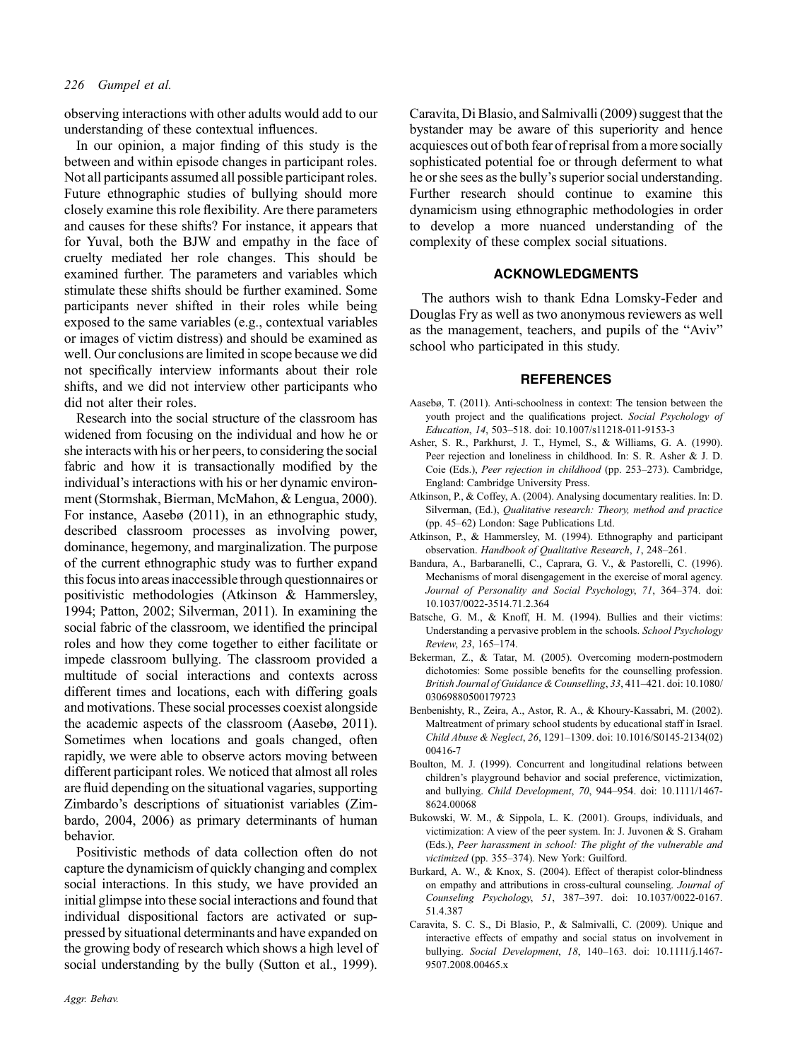observing interactions with other adults would add to our understanding of these contextual influences.

In our opinion, a major finding of this study is the between and within episode changes in participant roles. Not all participants assumed all possible participant roles. Future ethnographic studies of bullying should more closely examine this role flexibility. Are there parameters and causes for these shifts? For instance, it appears that for Yuval, both the BJW and empathy in the face of cruelty mediated her role changes. This should be examined further. The parameters and variables which stimulate these shifts should be further examined. Some participants never shifted in their roles while being exposed to the same variables (e.g., contextual variables or images of victim distress) and should be examined as well. Our conclusions are limited in scope because we did not specifically interview informants about their role shifts, and we did not interview other participants who did not alter their roles.

Research into the social structure of the classroom has widened from focusing on the individual and how he or she interacts with his or her peers, to considering the social fabric and how it is transactionally modified by the individual's interactions with his or her dynamic environment (Stormshak, Bierman, McMahon, & Lengua, 2000). For instance, Aasebø (2011), in an ethnographic study, described classroom processes as involving power, dominance, hegemony, and marginalization. The purpose of the current ethnographic study was to further expand this focus into areas inaccessible through questionnaires or positivistic methodologies (Atkinson & Hammersley, 1994; Patton, 2002; Silverman, 2011). In examining the social fabric of the classroom, we identified the principal roles and how they come together to either facilitate or impede classroom bullying. The classroom provided a multitude of social interactions and contexts across different times and locations, each with differing goals and motivations. These social processes coexist alongside the academic aspects of the classroom (Aasebø, 2011). Sometimes when locations and goals changed, often rapidly, we were able to observe actors moving between different participant roles. We noticed that almost all roles are fluid depending on the situational vagaries, supporting Zimbardo's descriptions of situationist variables (Zimbardo, 2004, 2006) as primary determinants of human behavior.

Positivistic methods of data collection often do not capture the dynamicism of quickly changing and complex social interactions. In this study, we have provided an initial glimpse into these social interactions and found that individual dispositional factors are activated or suppressed by situational determinants and have expanded on the growing body of research which shows a high level of social understanding by the bully (Sutton et al., 1999). Caravita, Di Blasio, and Salmivalli (2009) suggest that the bystander may be aware of this superiority and hence acquiesces out of both fear of reprisal from a more socially sophisticated potential foe or through deferment to what he or she sees as the bully's superior social understanding. Further research should continue to examine this dynamicism using ethnographic methodologies in order to develop a more nuanced understanding of the complexity of these complex social situations.

## ACKNOWLEDGMENTS

The authors wish to thank Edna Lomsky-Feder and Douglas Fry as well as two anonymous reviewers as well as the management, teachers, and pupils of the "Aviv" school who participated in this study.

## REFERENCES

Aasebø, T. (2011). Anti-schoolness in context: The tension between the youth project and the qualifications project. *Social Psychology of Education*, *14*, 503–518. doi: 10.1007/s11218-011-9153-3

Asher, S. R., Parkhurst, J. T., Hymel, S., & Williams, G. A. (1990). Peer rejection and loneliness in childhood. In: S. R. Asher & J. D. Coie (Eds.), *Peer rejection in childhood* (pp. 253–273). Cambridge, England: Cambridge University Press.

Atkinson, P., & Coffey, A. (2004). Analysing documentary realities. In: D. Silverman, (Ed.), *Qualitative research: Theory, method and practice* (pp. 45–62) London: Sage Publications Ltd.

Atkinson, P., & Hammersley, M. (1994). Ethnography and participant observation. *Handbook of Qualitative Research*, *1*, 248–261.

Bandura, A., Barbaranelli, C., Caprara, G. V., & Pastorelli, C. (1996). Mechanisms of moral disengagement in the exercise of moral agency. *Journal of Personality and Social Psychology*, *71*, 364–374. doi: 10.1037/0022-3514.71.2.364

Batsche, G. M., & Knoff, H. M. (1994). Bullies and their victims: Understanding a pervasive problem in the schools. *School Psychology Review*, *23*, 165–174.

Bekerman, Z., & Tatar, M. (2005). Overcoming modern-postmodern dichotomies: Some possible benefits for the counselling profession. *British Journal of Guidance & Counselling*, *33*, 411–421. doi: 10.1080/03069880500179723

Benbenishty, R., Zeira, A., Astor, R. A., & Khoury-Kassabri, M. (2002). Maltreatment of primary school students by educational staff in Israel. *Child Abuse & Neglect*, *26*, 1291–1309. doi: 10.1016/S0145-2134(02)00416-7

Boulton, M. J. (1999). Concurrent and longitudinal relations between children's playground behavior and social preference, victimization, and bullying. *Child Development*, *70*, 944–954. doi: 10.1111/1467-8624.00068

Bukowski, W. M., & Sippola, L. K. (2001). Groups, individuals, and victimization: A view of the peer system. In: J. Juvonen & S. Graham (Eds.), *Peer harassment in school: The plight of the vulnerable and victimized* (pp. 355–374). New York: Guilford.

Burkard, A. W., & Knox, S. (2004). Effect of therapist color-blindness on empathy and attributions in cross-cultural counseling. *Journal of Counseling Psychology*, *51*, 387–397. doi: 10.1037/0022-0167.51.4.387

Caravita, S. C. S., Di Blasio, P., & Salmivalli, C. (2009). Unique and interactive effects of empathy and social status on involvement in bullying. *Social Development*, *18*, 140–163. doi: 10.1111/j.1467-9507.2008.00465.x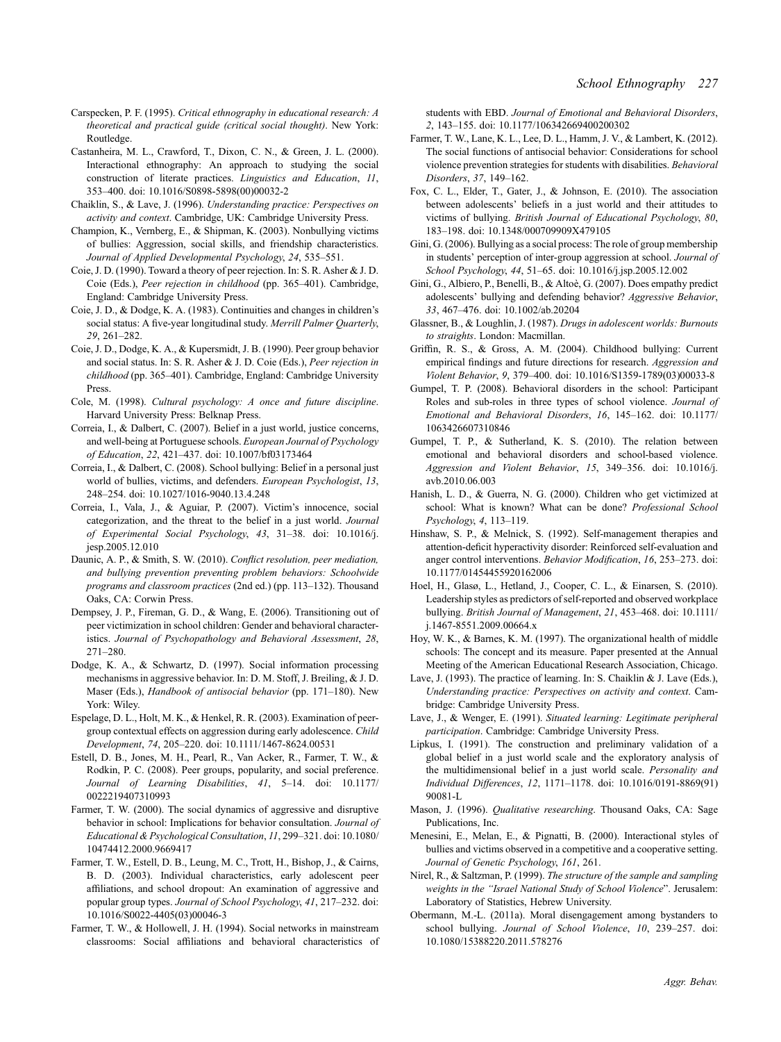Carspecken, P. F. (1995). *Critical ethnography in educational research: A theoretical and practical guide (critical social thought)*. New York: Routledge.

Castanheira, M. L., Crawford, T., Dixon, C. N., & Green, J. L. (2000). Interactional ethnography: An approach to studying the social construction of literate practices. *Linguistics and Education*, *11*, 353–400. doi: 10.1016/S0898-5898(00)00032-2

Chaiklin, S., & Lave, J. (1996). *Understanding practice: Perspectives on activity and context*. Cambridge, UK: Cambridge University Press.

Champion, K., Vernberg, E., & Shipman, K. (2003). Nonbullying victims of bullies: Aggression, social skills, and friendship characteristics. *Journal of Applied Developmental Psychology*, *24*, 535–551.

Coie, J. D. (1990). Toward a theory of peer rejection. In: S. R. Asher & J. D. Coie (Eds.), *Peer rejection in childhood* (pp. 365–401). Cambridge, England: Cambridge University Press.

Coie, J. D., & Dodge, K. A. (1983). Continuities and changes in children's social status: A five-year longitudinal study. *Merrill Palmer Quarterly*, *29*, 261–282.

Coie, J. D., Dodge, K. A., & Kupersmidt, J. B. (1990). Peer group behavior and social status. In: S. R. Asher & J. D. Coie (Eds.), *Peer rejection in childhood* (pp. 365–401). Cambridge, England: Cambridge University Press.

Cole, M. (1998). *Cultural psychology: A once and future discipline*. Harvard University Press: Belknap Press.

Correia, I., & Dalbert, C. (2007). Belief in a just world, justice concerns, and well-being at Portuguese schools. *European Journal of Psychology of Education*, *22*, 421–437. doi: 10.1007/bf03173464

Correia, I., & Dalbert, C. (2008). School bullying: Belief in a personal just world of bullies, victims, and defenders. *European Psychologist*, *13*, 248–254. doi: 10.1027/1016-9040.13.4.248

Correia, I., Vala, J., & Aguiar, P. (2007). Victim's innocence, social categorization, and the threat to the belief in a just world. *Journal of Experimental Social Psychology*, *43*, 31–38. doi: 10.1016/j.jesp.2005.12.010

Daunic, A. P., & Smith, S. W. (2010). *Conflict resolution, peer mediation, and bullying prevention preventing problem behaviors: Schoolwide programs and classroom practices* (2nd ed.) (pp. 113–132). Thousand Oaks, CA: Corwin Press.

Dempsey, J. P., Fireman, G. D., & Wang, E. (2006). Transitioning out of peer victimization in school children: Gender and behavioral characteristics. *Journal of Psychopathology and Behavioral Assessment*, *28*, 271–280.

Dodge, K. A., & Schwartz, D. (1997). Social information processing mechanisms in aggressive behavior. In: D. M. Stoff, J. Breiling, & J. D. Maser (Eds.), *Handbook of antisocial behavior* (pp. 171–180). New York: Wiley.

Espelage, D. L., Holt, M. K., & Henkel, R. R. (2003). Examination of peer-group contextual effects on aggression during early adolescence. *Child Development*, *74*, 205–220. doi: 10.1111/1467-8624.00531

Estell, D. B., Jones, M. H., Pearl, R., Van Acker, R., Farmer, T. W., & Rodkin, P. C. (2008). Peer groups, popularity, and social preference. *Journal of Learning Disabilities*, *41*, 5–14. doi: 10.1177/0022219407310993

Farmer, T. W. (2000). The social dynamics of aggressive and disruptive behavior in school: Implications for behavior consultation. *Journal of Educational & Psychological Consultation*, *11*, 299–321. doi: 10.1080/10474412.2000.9669417

Farmer, T. W., Estell, D. B., Leung, M. C., Trott, H., Bishop, J., & Cairns, B. D. (2003). Individual characteristics, early adolescent peer affiliations, and school dropout: An examination of aggressive and popular group types. *Journal of School Psychology*, *41*, 217–232. doi: 10.1016/S0022-4405(03)00046-3

Farmer, T. W., & Hollowell, J. H. (1994). Social networks in mainstream classrooms: Social affiliations and behavioral characteristics of students with EBD. *Journal of Emotional and Behavioral Disorders*, *2*, 143–155. doi: 10.1177/106342669400200302

Farmer, T. W., Lane, K. L., Lee, D. L., Hamm, J. V., & Lambert, K. (2012). The social functions of antisocial behavior: Considerations for school violence prevention strategies for students with disabilities. *Behavioral Disorders*, *37*, 149–162.

Fox, C. L., Elder, T., Gater, J., & Johnson, E. (2010). The association between adolescents' beliefs in a just world and their attitudes to victims of bullying. *British Journal of Educational Psychology*, *80*, 183–198. doi: 10.1348/000709909X479105

Gini, G. (2006). Bullying as a social process: The role of group membership in students' perception of inter-group aggression at school. *Journal of School Psychology*, *44*, 51–65. doi: 10.1016/j.jsp.2005.12.002

Gini, G., Albiero, P., Benelli, B., & Altoè, G. (2007). Does empathy predict adolescents' bullying and defending behavior? *Aggressive Behavior*, *33*, 467–476. doi: 10.1002/ab.20204

Glassner, B., & Loughlin, J. (1987). *Drugs in adolescent worlds: Burnouts to straights*. London: Macmillan.

Griffin, R. S., & Gross, A. M. (2004). Childhood bullying: Current empirical findings and future directions for research. *Aggression and Violent Behavior*, *9*, 379–400. doi: 10.1016/S1359-1789(03)00033-8

Gumpel, T. P. (2008). Behavioral disorders in the school: Participant Roles and sub-roles in three types of school violence. *Journal of Emotional and Behavioral Disorders*, *16*, 145–162. doi: 10.1177/1063426607310846

Gumpel, T. P., & Sutherland, K. S. (2010). The relation between emotional and behavioral disorders and school-based violence. *Aggression and Violent Behavior*, *15*, 349–356. doi: 10.1016/j.avb.2010.06.003

Hanish, L. D., & Guerra, N. G. (2000). Children who get victimized at school: What is known? What can be done? *Professional School Psychology*, *4*, 113–119.

Hinshaw, S. P., & Melnick, S. (1992). Self-management therapies and attention-deficit hyperactivity disorder: Reinforced self-evaluation and anger control interventions. *Behavior Modification*, *16*, 253–273. doi: 10.1177/01454455920162006

Hoel, H., Glasø, L., Hetland, J., Cooper, C. L., & Einarsen, S. (2010). Leadership styles as predictors of self-reported and observed workplace bullying. *British Journal of Management*, *21*, 453–468. doi: 10.1111/j.1467-8551.2009.00664.x

Hoy, W. K., & Barnes, K. M. (1997). The organizational health of middle schools: The concept and its measure. Paper presented at the Annual Meeting of the American Educational Research Association, Chicago.

Lave, J. (1993). The practice of learning. In: S. Chaiklin & J. Lave (Eds.), *Understanding practice: Perspectives on activity and context*. Cambridge: Cambridge University Press.

Lave, J., & Wenger, E. (1991). *Situated learning: Legitimate peripheral participation*. Cambridge: Cambridge University Press.

Lipkus, I. (1991). The construction and preliminary validation of a global belief in a just world scale and the exploratory analysis of the multidimensional belief in a just world scale. *Personality and Individual Differences*, *12*, 1171–1178. doi: 10.1016/0191-8869(91)90081-L

Mason, J. (1996). *Qualitative researching*. Thousand Oaks, CA: Sage Publications, Inc.

Menesini, E., Melan, E., & Pignatti, B. (2000). Interactional styles of bullies and victims observed in a competitive and a cooperative setting. *Journal of Genetic Psychology*, *161*, 261.

Nirel, R., & Saltzman, P. (1999). *The structure of the sample and sampling weights in the "Israel National Study of School Violence"*. Jerusalem: Laboratory of Statistics, Hebrew University.

Obermann, M.-L. (2011a). Moral disengagement among bystanders to school bullying. *Journal of School Violence*, *10*, 239–257. doi: 10.1080/15388220.2011.578276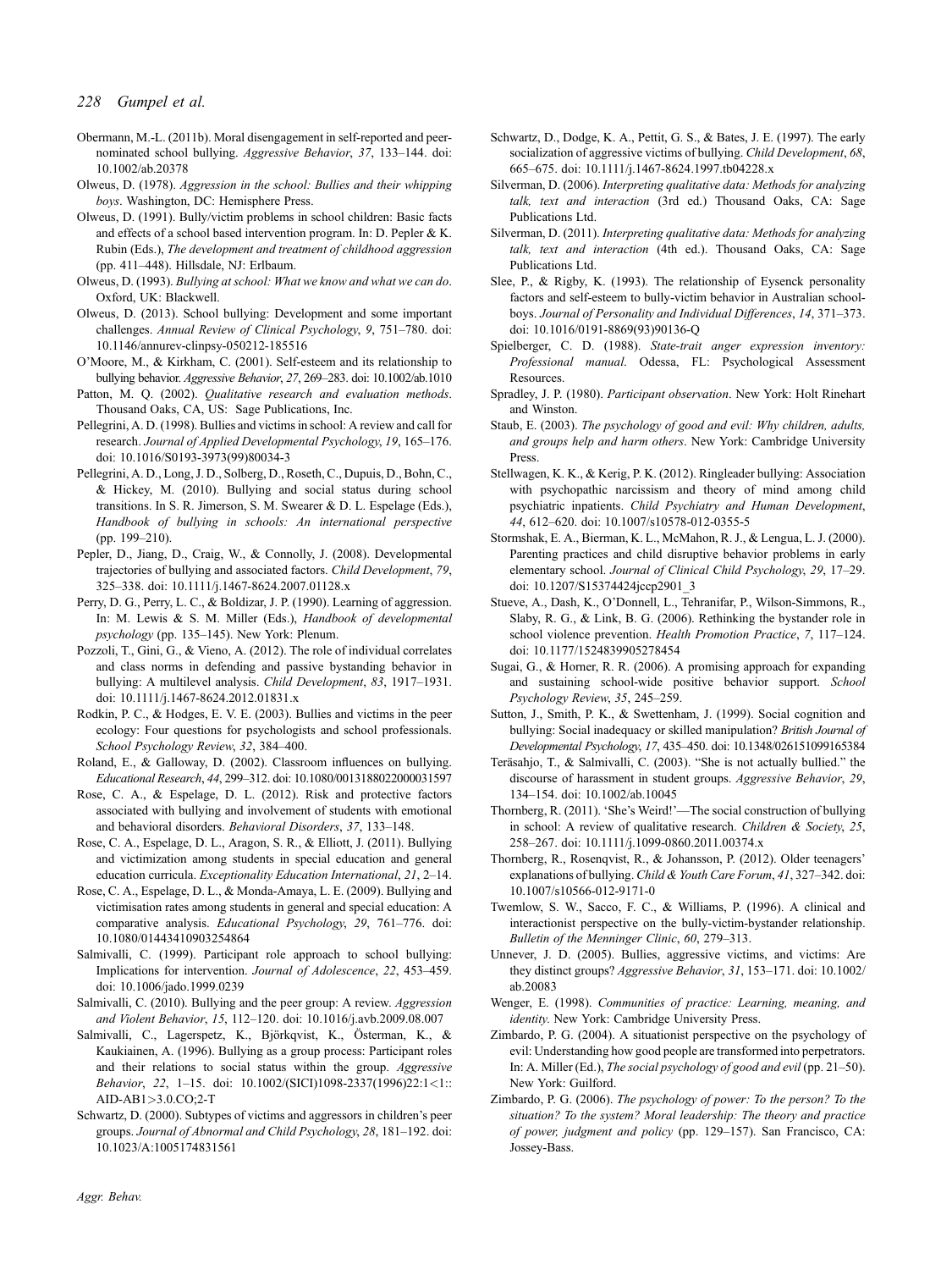Obermann, M.-L. (2011b). Moral disengagement in self-reported and peer-nominated school bullying. *Aggressive Behavior*, *37*, 133–144. doi: 10.1002/ab.20378

Olweus, D. (1978). *Aggression in the school: Bullies and their whipping boys*. Washington, DC: Hemisphere Press.

Olweus, D. (1991). Bully/victim problems in school children: Basic facts and effects of a school based intervention program. In: D. Pepler & K. Rubin (Eds.), *The development and treatment of childhood aggression* (pp. 411–448). Hillsdale, NJ: Erlbaum.

Olweus, D. (1993). *Bullying at school: What we know and what we can do*. Oxford, UK: Blackwell.

Olweus, D. (2013). School bullying: Development and some important challenges. *Annual Review of Clinical Psychology*, *9*, 751–780. doi: 10.1146/annurev-clinpsy-050212-185516

O'Moore, M., & Kirkham, C. (2001). Self-esteem and its relationship to bullying behavior. *Aggressive Behavior*, *27*, 269–283. doi: 10.1002/ab.1010

Patton, M. Q. (2002). *Qualitative research and evaluation methods*. Thousand Oaks, CA, US: Sage Publications, Inc.

Pellegrini, A. D. (1998). Bullies and victims in school: A review and call for research. *Journal of Applied Developmental Psychology*, *19*, 165–176. doi: 10.1016/S0193-3973(99)80034-3

Pellegrini, A. D., Long, J. D., Solberg, D., Roseth, C., Dupuis, D., Bohn, C., & Hickey, M. (2010). Bullying and social status during school transitions. In S. R. Jimerson, S. M. Swearer & D. L. Espelage (Eds.), *Handbook of bullying in schools: An international perspective* (pp. 199–210).

Pepler, D., Jiang, D., Craig, W., & Connolly, J. (2008). Developmental trajectories of bullying and associated factors. *Child Development*, *79*, 325–338. doi: 10.1111/j.1467-8624.2007.01128.x

Perry, D. G., Perry, L. C., & Boldizar, J. P. (1990). Learning of aggression. In: M. Lewis & S. M. Miller (Eds.), *Handbook of developmental psychology* (pp. 135–145). New York: Plenum.

Pozzoli, T., Gini, G., & Vieno, A. (2012). The role of individual correlates and class norms in defending and passive bystanding behavior in bullying: A multilevel analysis. *Child Development*, *83*, 1917–1931. doi: 10.1111/j.1467-8624.2012.01831.x

Rodkin, P. C., & Hodges, E. V. E. (2003). Bullies and victims in the peer ecology: Four questions for psychologists and school professionals. *School Psychology Review*, *32*, 384–400.

Roland, E., & Galloway, D. (2002). Classroom influences on bullying. *Educational Research*, *44*, 299–312. doi: 10.1080/0013188022000031597

Rose, C. A., & Espelage, D. L. (2012). Risk and protective factors associated with bullying and involvement of students with emotional and behavioral disorders. *Behavioral Disorders*, *37*, 133–148.

Rose, C. A., Espelage, D. L., Aragon, S. R., & Elliott, J. (2011). Bullying and victimization among students in special education and general education curricula. *Exceptionality Education International*, *21*, 2–14.

Rose, C. A., Espelage, D. L., & Monda-Amaya, L. E. (2009). Bullying and victimisation rates among students in general and special education: A comparative analysis. *Educational Psychology*, *29*, 761–776. doi: 10.1080/01443410903254864

Salmivalli, C. (1999). Participant role approach to school bullying: Implications for intervention. *Journal of Adolescence*, *22*, 453–459. doi: 10.1006/jado.1999.0239

Salmivalli, C. (2010). Bullying and the peer group: A review. *Aggression and Violent Behavior*, *15*, 112–120. doi: 10.1016/j.avb.2009.08.007

Salmivalli, C., Lagerspetz, K., Björkqvist, K., Österman, K., & Kaukiainen, A. (1996). Bullying as a group process: Participant roles and their relations to social status within the group. *Aggressive Behavior*, *22*, 1–15. doi: 10.1002/(SICI)1098-2337(1996)22:1<1::AID-AB1>3.0.CO;2-T

Schwartz, D. (2000). Subtypes of victims and aggressors in children's peer groups. *Journal of Abnormal and Child Psychology*, *28*, 181–192. doi: 10.1023/A:1005174831561

Schwartz, D., Dodge, K. A., Pettit, G. S., & Bates, J. E. (1997). The early socialization of aggressive victims of bullying. *Child Development*, *68*, 665–675. doi: 10.1111/j.1467-8624.1997.tb04228.x

Silverman, D. (2006). *Interpreting qualitative data: Methods for analyzing talk, text and interaction* (3rd ed.) Thousand Oaks, CA: Sage Publications Ltd.

Silverman, D. (2011). *Interpreting qualitative data: Methods for analyzing talk, text and interaction* (4th ed.). Thousand Oaks, CA: Sage Publications Ltd.

Slee, P., & Rigby, K. (1993). The relationship of Eysenck personality factors and self-esteem to bully-victim behavior in Australian schoolboys. *Journal of Personality and Individual Differences*, *14*, 371–373. doi: 10.1016/0191-8869(93)90136-Q

Spielberger, C. D. (1988). *State-trait anger expression inventory: Professional manual*. Odessa, FL: Psychological Assessment Resources.

Spradley, J. P. (1980). *Participant observation*. New York: Holt Rinehart and Winston.

Staub, E. (2003). *The psychology of good and evil: Why children, adults, and groups help and harm others*. New York: Cambridge University Press.

Stellwagen, K. K., & Kerig, P. K. (2012). Ringleader bullying: Association with psychopathic narcissism and theory of mind among child psychiatric inpatients. *Child Psychiatry and Human Development*, *44*, 612–620. doi: 10.1007/s10578-012-0355-5

Stormshak, E. A., Bierman, K. L., McMahon, R. J., & Lengua, L. J. (2000). Parenting practices and child disruptive behavior problems in early elementary school. *Journal of Clinical Child Psychology*, *29*, 17–29. doi: 10.1207/S15374424jccp2901_3

Stueve, A., Dash, K., O'Donnell, L., Tehranifar, P., Wilson-Simmons, R., Slaby, R. G., & Link, B. G. (2006). Rethinking the bystander role in school violence prevention. *Health Promotion Practice*, *7*, 117–124. doi: 10.1177/1524839905278454

Sugai, G., & Horner, R. R. (2006). A promising approach for expanding and sustaining school-wide positive behavior support. *School Psychology Review*, *35*, 245–259.

Sutton, J., Smith, P. K., & Swettenham, J. (1999). Social cognition and bullying: Social inadequacy or skilled manipulation? *British Journal of Developmental Psychology*, *17*, 435–450. doi: 10.1348/026151099165384

Teräsahjo, T., & Salmivalli, C. (2003). "She is not actually bullied." the discourse of harassment in student groups. *Aggressive Behavior*, *29*, 134–154. doi: 10.1002/ab.10045

Thornberg, R. (2011). 'She's Weird!'—The social construction of bullying in school: A review of qualitative research. *Children & Society*, *25*, 258–267. doi: 10.1111/j.1099-0860.2011.00374.x

Thornberg, R., Rosenqvist, R., & Johansson, P. (2012). Older teenagers' explanations of bullying. *Child & Youth Care Forum*, *41*, 327–342. doi: 10.1007/s10566-012-9171-0

Twemlow, S. W., Sacco, F. C., & Williams, P. (1996). A clinical and interactionist perspective on the bully-victim-bystander relationship. *Bulletin of the Menninger Clinic*, *60*, 279–313.

Unnever, J. D. (2005). Bullies, aggressive victims, and victims: Are they distinct groups? *Aggressive Behavior*, *31*, 153–171. doi: 10.1002/ab.20083

Wenger, E. (1998). *Communities of practice: Learning, meaning, and identity*. New York: Cambridge University Press.

Zimbardo, P. G. (2004). A situationist perspective on the psychology of evil: Understanding how good people are transformed into perpetrators. In: A. Miller (Ed.), *The social psychology of good and evil* (pp. 21–50). New York: Guilford.

Zimbardo, P. G. (2006). *The psychology of power: To the person? To the situation? To the system? Moral leadership: The theory and practice of power, judgment and policy* (pp. 129–157). San Francisco, CA: Jossey-Bass.